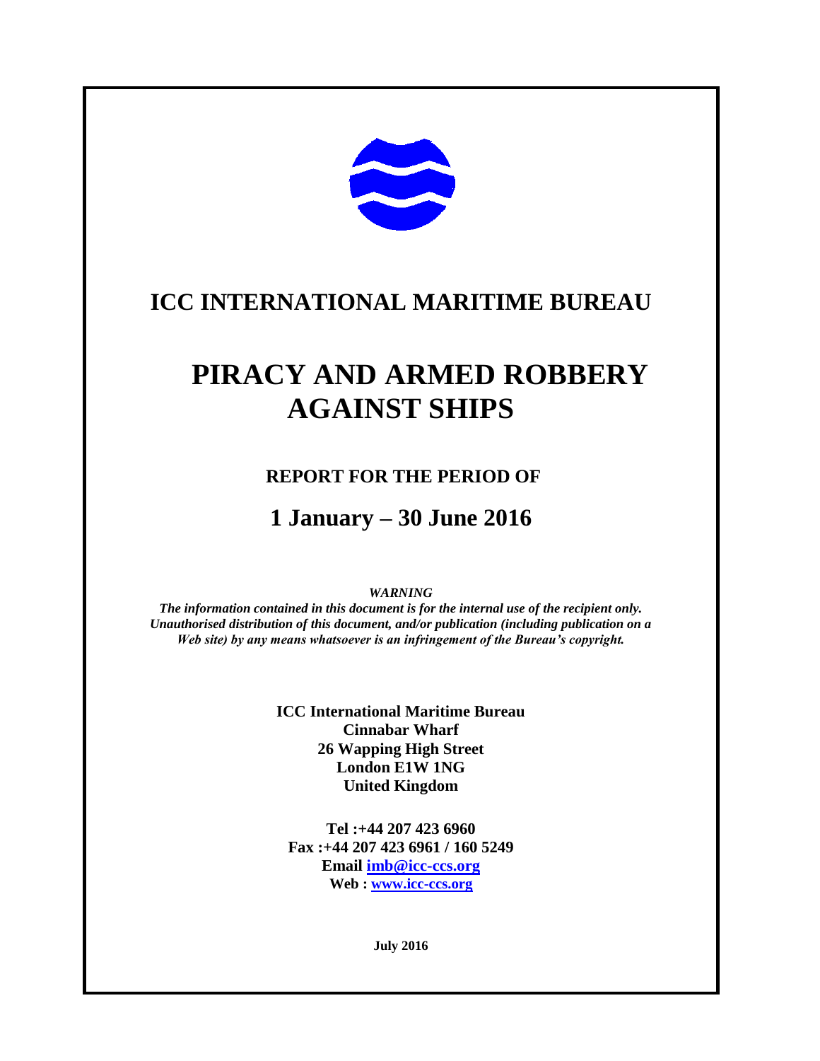# ICC INTERNATIONAL MARITIME BUREAU

# PIRACY AND ARMED ROBBERY AGAINST SHIPS

## REPORT FOR THE PERIOD OF

## 1 January – 30 June 2016

*WARNING*

***The information contained in this document is for the internal use of the recipient only. Unauthorised distribution of this document, and/or publication (including publication on a Web site) by any means whatsoever is an infringement of the Bureau's copyright.***

**ICC International Maritime Bureau**
**Cinnabar Wharf**
**26 Wapping High Street**
**London E1W 1NG**
**United Kingdom**

**Tel :+44 207 423 6960**
**Fax :+44 207 423 6961 / 160 5249**
**Email imb@icc-ccs.org**
**Web : www.icc-ccs.org**

**July 2016**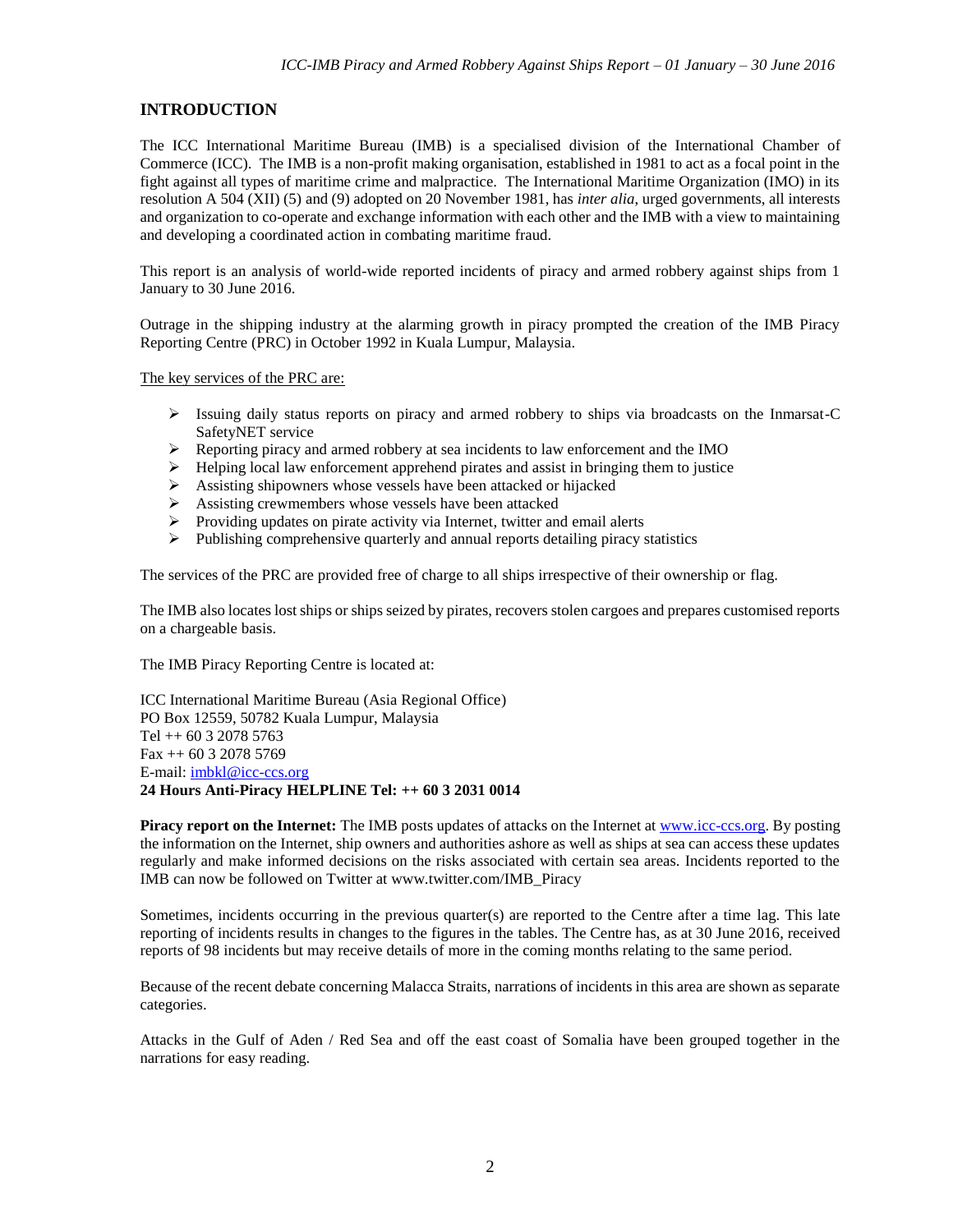## INTRODUCTION

The ICC International Maritime Bureau (IMB) is a specialised division of the International Chamber of Commerce (ICC). The IMB is a non-profit making organisation, established in 1981 to act as a focal point in the fight against all types of maritime crime and malpractice. The International Maritime Organization (IMO) in its resolution A 504 (XII) (5) and (9) adopted on 20 November 1981, has *inter alia*, urged governments, all interests and organization to co-operate and exchange information with each other and the IMB with a view to maintaining and developing a coordinated action in combating maritime fraud.

This report is an analysis of world-wide reported incidents of piracy and armed robbery against ships from 1 January to 30 June 2016.

Outrage in the shipping industry at the alarming growth in piracy prompted the creation of the IMB Piracy Reporting Centre (PRC) in October 1992 in Kuala Lumpur, Malaysia.

<u>The key services of the PRC are:</u>

- Issuing daily status reports on piracy and armed robbery to ships via broadcasts on the Inmarsat-C SafetyNET service
- Reporting piracy and armed robbery at sea incidents to law enforcement and the IMO
- Helping local law enforcement apprehend pirates and assist in bringing them to justice
- Assisting shipowners whose vessels have been attacked or hijacked
- Assisting crewmembers whose vessels have been attacked
- Providing updates on pirate activity via Internet, twitter and email alerts
- Publishing comprehensive quarterly and annual reports detailing piracy statistics

The services of the PRC are provided free of charge to all ships irrespective of their ownership or flag.

The IMB also locates lost ships or ships seized by pirates, recovers stolen cargoes and prepares customised reports on a chargeable basis.

The IMB Piracy Reporting Centre is located at:

ICC International Maritime Bureau (Asia Regional Office)
PO Box 12559, 50782 Kuala Lumpur, Malaysia
Tel ++ 60 3 2078 5763
Fax ++ 60 3 2078 5769
E-mail: imbkl@icc-ccs.org
**24 Hours Anti-Piracy HELPLINE Tel: ++ 60 3 2031 0014**

**Piracy report on the Internet:** The IMB posts updates of attacks on the Internet at www.icc-ccs.org. By posting the information on the Internet, ship owners and authorities ashore as well as ships at sea can access these updates regularly and make informed decisions on the risks associated with certain sea areas. Incidents reported to the IMB can now be followed on Twitter at www.twitter.com/IMB_Piracy

Sometimes, incidents occurring in the previous quarter(s) are reported to the Centre after a time lag. This late reporting of incidents results in changes to the figures in the tables. The Centre has, as at 30 June 2016, received reports of 98 incidents but may receive details of more in the coming months relating to the same period.

Because of the recent debate concerning Malacca Straits, narrations of incidents in this area are shown as separate categories.

Attacks in the Gulf of Aden / Red Sea and off the east coast of Somalia have been grouped together in the narrations for easy reading.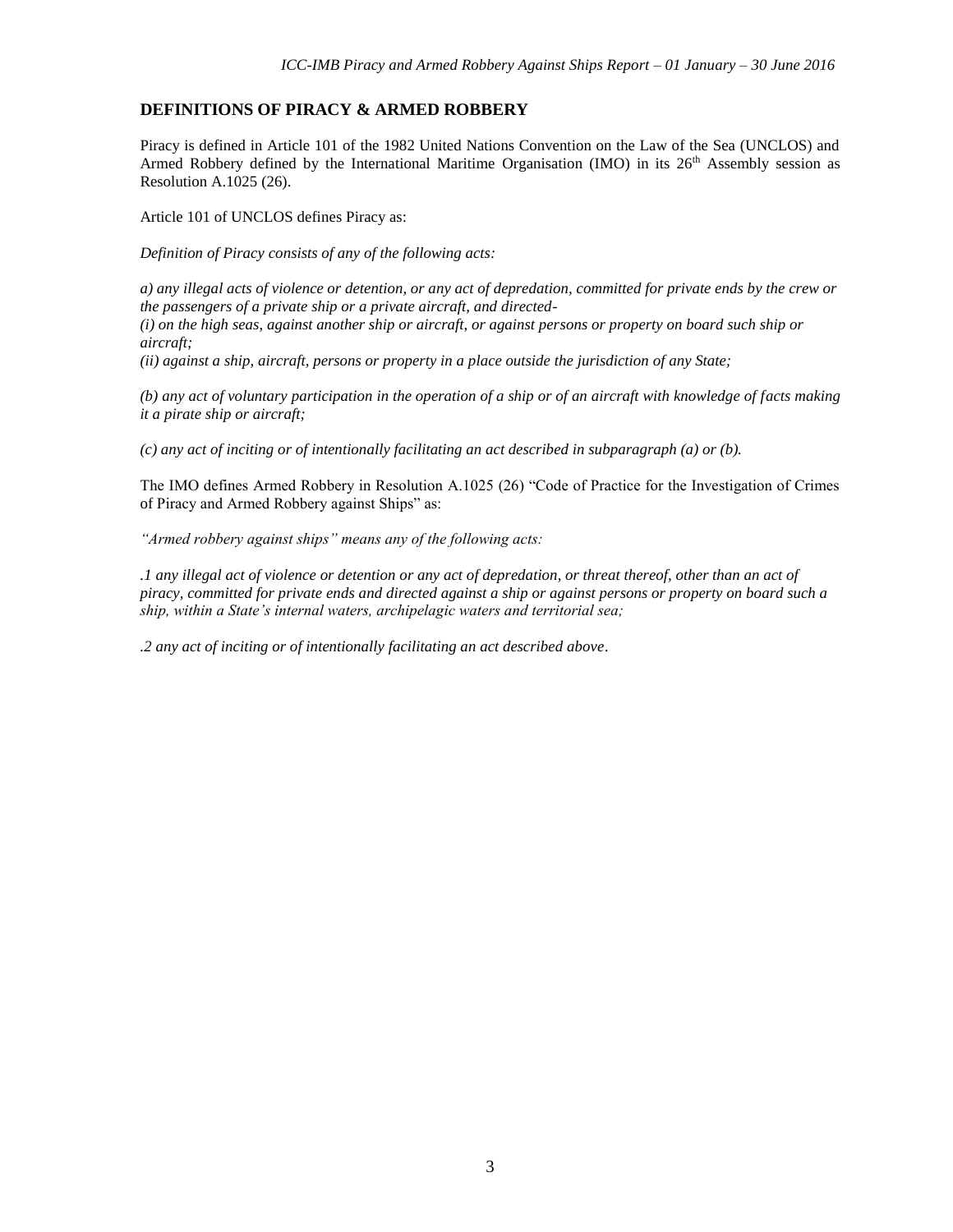## DEFINITIONS OF PIRACY & ARMED ROBBERY

Piracy is defined in Article 101 of the 1982 United Nations Convention on the Law of the Sea (UNCLOS) and Armed Robbery defined by the International Maritime Organisation (IMO) in its 26th Assembly session as Resolution A.1025 (26).

Article 101 of UNCLOS defines Piracy as:

*Definition of Piracy consists of any of the following acts:*

*a) any illegal acts of violence or detention, or any act of depredation, committed for private ends by the crew or the passengers of a private ship or a private aircraft, and directed-*
*(i) on the high seas, against another ship or aircraft, or against persons or property on board such ship or aircraft;*
*(ii) against a ship, aircraft, persons or property in a place outside the jurisdiction of any State;*

*(b) any act of voluntary participation in the operation of a ship or of an aircraft with knowledge of facts making it a pirate ship or aircraft;*

*(c) any act of inciting or of intentionally facilitating an act described in subparagraph (a) or (b).*

The IMO defines Armed Robbery in Resolution A.1025 (26) "Code of Practice for the Investigation of Crimes of Piracy and Armed Robbery against Ships" as:

*"Armed robbery against ships" means any of the following acts:*

*.1 any illegal act of violence or detention or any act of depredation, or threat thereof, other than an act of piracy, committed for private ends and directed against a ship or against persons or property on board such a ship, within a State's internal waters, archipelagic waters and territorial sea;*

*.2 any act of inciting or of intentionally facilitating an act described above.*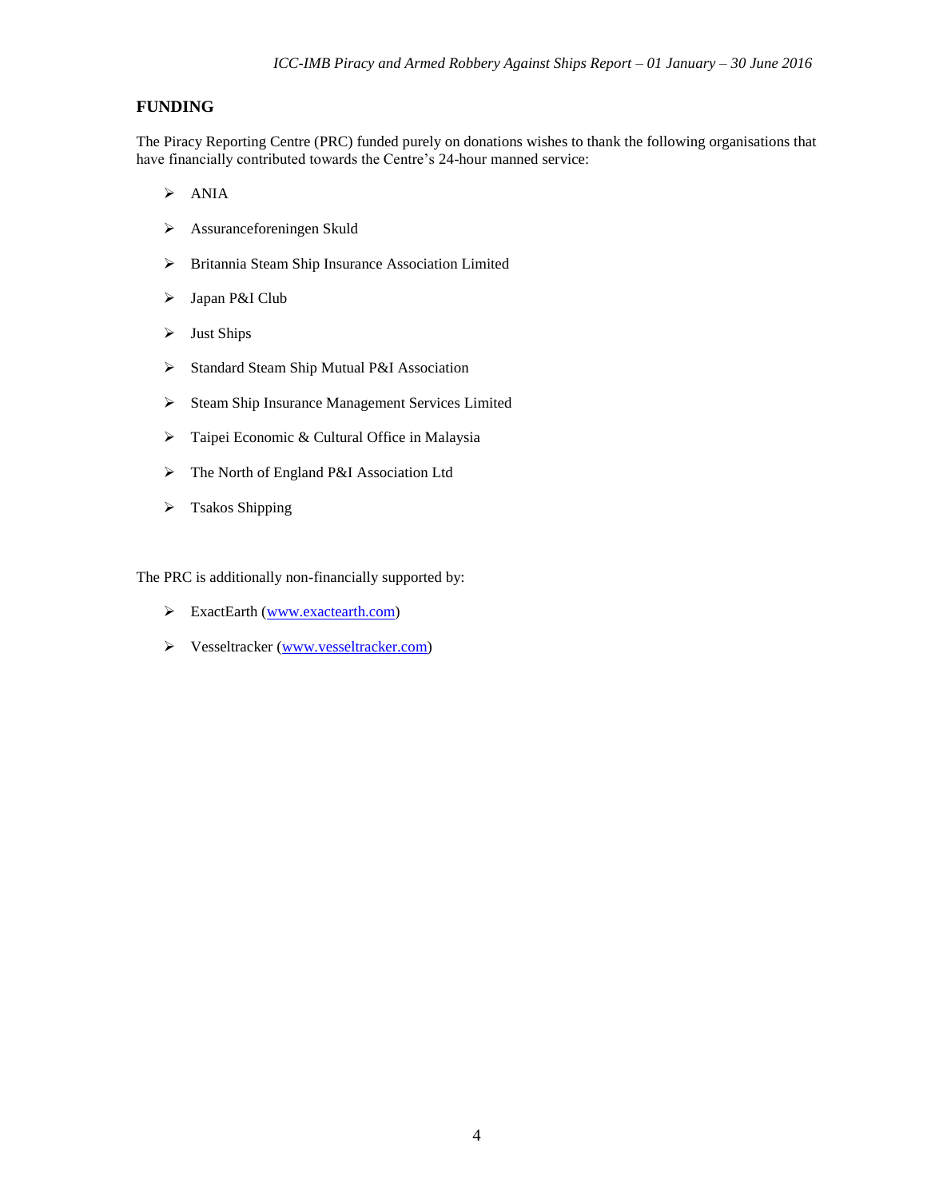## FUNDING

The Piracy Reporting Centre (PRC) funded purely on donations wishes to thank the following organisations that have financially contributed towards the Centre's 24-hour manned service:

- ANIA
- Assuranceforeningen Skuld
- Britannia Steam Ship Insurance Association Limited
- Japan P&I Club
- Just Ships
- Standard Steam Ship Mutual P&I Association
- Steam Ship Insurance Management Services Limited
- Taipei Economic & Cultural Office in Malaysia
- The North of England P&I Association Ltd
- Tsakos Shipping

The PRC is additionally non-financially supported by:

- ExactEarth (www.exactearth.com)
- Vesseltracker (www.vesseltracker.com)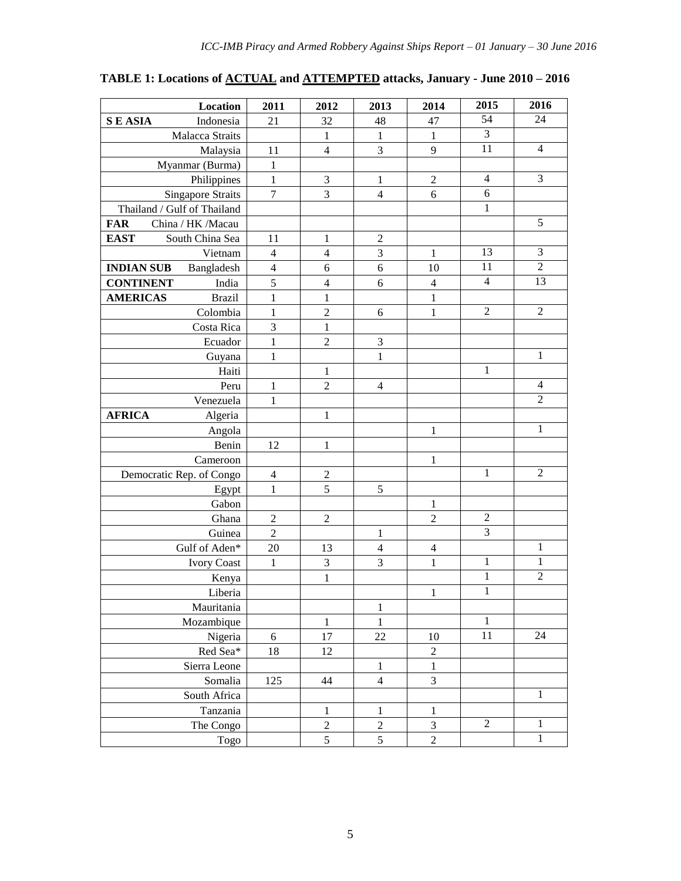**TABLE 1: Locations of ACTUAL and ATTEMPTED attacks, January - June 2010 – 2016**

| | Location | 2011 | 2012 | 2013 | 2014 | 2015 | 2016 |
|---|---|---|---|---|---|---|---|
| **S E ASIA** | Indonesia | 21 | 32 | 48 | 47 | 54 | 24 |
| | Malacca Straits | | 1 | 1 | 1 | 3 | |
| | Malaysia | 11 | 4 | 3 | 9 | 11 | 4 |
| | Myanmar (Burma) | 1 | | | | | |
| | Philippines | 1 | 3 | 1 | 2 | 4 | 3 |
| | Singapore Straits | 7 | 3 | 4 | 6 | 6 | |
| | Thailand / Gulf of Thailand | | | | | 1 | |
| **FAR** | China / HK /Macau | | | | | | 5 |
| **EAST** | South China Sea | 11 | 1 | 2 | | | |
| | Vietnam | 4 | 4 | 3 | 1 | 13 | 3 |
| **INDIAN SUB** | Bangladesh | 4 | 6 | 6 | 10 | 11 | 2 |
| **CONTINENT** | India | 5 | 4 | 6 | 4 | 4 | 13 |
| **AMERICAS** | Brazil | 1 | 1 | | 1 | | |
| | Colombia | 1 | 2 | 6 | 1 | 2 | 2 |
| | Costa Rica | 3 | 1 | | | | |
| | Ecuador | 1 | 2 | 3 | | | |
| | Guyana | 1 | | 1 | | | 1 |
| | Haiti | | 1 | | | 1 | |
| | Peru | 1 | 2 | 4 | | | 4 |
| | Venezuela | 1 | | | | | 2 |
| **AFRICA** | Algeria | | 1 | | | | |
| | Angola | | | | 1 | | 1 |
| | Benin | 12 | 1 | | | | |
| | Cameroon | | | | 1 | | |
| | Democratic Rep. of Congo | 4 | 2 | | | 1 | 2 |
| | Egypt | 1 | 5 | 5 | | | |
| | Gabon | | | | 1 | | |
| | Ghana | 2 | 2 | | 2 | 2 | |
| | Guinea | 2 | | 1 | | 3 | |
| | Gulf of Aden* | 20 | 13 | 4 | 4 | | 1 |
| | Ivory Coast | 1 | 3 | 3 | 1 | 1 | 1 |
| | Kenya | | 1 | | | 1 | 2 |
| | Liberia | | | | 1 | 1 | |
| | Mauritania | | | 1 | | | |
| | Mozambique | | 1 | 1 | | 1 | |
| | Nigeria | 6 | 17 | 22 | 10 | 11 | 24 |
| | Red Sea* | 18 | 12 | | 2 | | |
| | Sierra Leone | | | 1 | 1 | | |
| | Somalia | 125 | 44 | 4 | 3 | | |
| | South Africa | | | | | | 1 |
| | Tanzania | | 1 | 1 | 1 | | |
| | The Congo | | 2 | 2 | 3 | 2 | 1 |
| | Togo | | 5 | 5 | 2 | | 1 |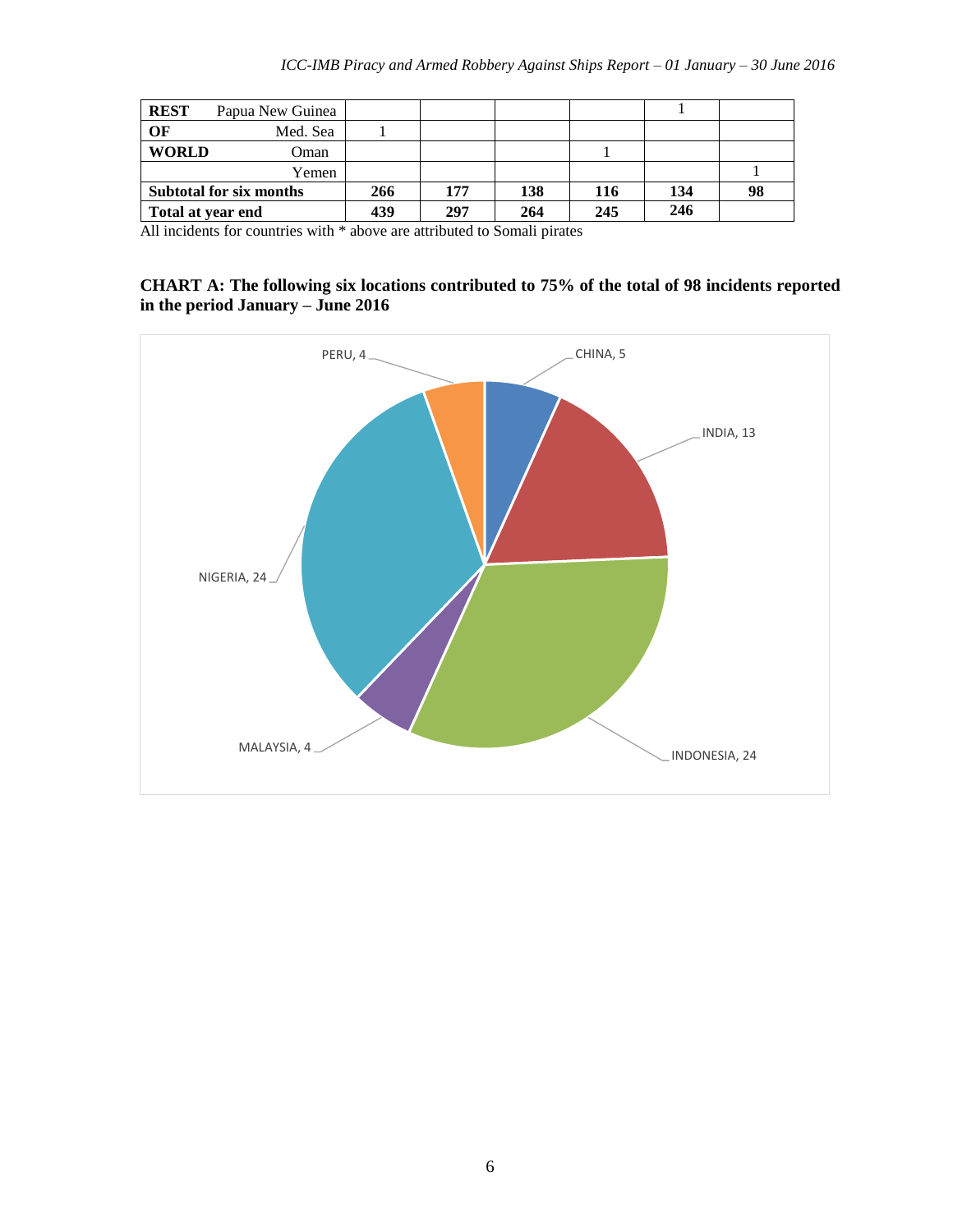| | | | | | | | |
|---|---|---|---|---|---|---|---|
| **REST** | Papua New Guinea | | | | | 1 | |
| **OF** | Med. Sea | 1 | | | | | |
| **WORLD** | Oman | | | | 1 | | |
| | Yemen | | | | | | 1 |
| **Subtotal for six months** | | **266** | **177** | **138** | **116** | **134** | **98** |
| **Total at year end** | | **439** | **297** | **264** | **245** | **246** | |

All incidents for countries with * above are attributed to Somali pirates

**CHART A: The following six locations contributed to 75% of the total of 98 incidents reported in the period January – June 2016**

PERU, 4

CHINA, 5

INDIA, 13

NIGERIA, 24

MALAYSIA, 4

INDONESIA, 24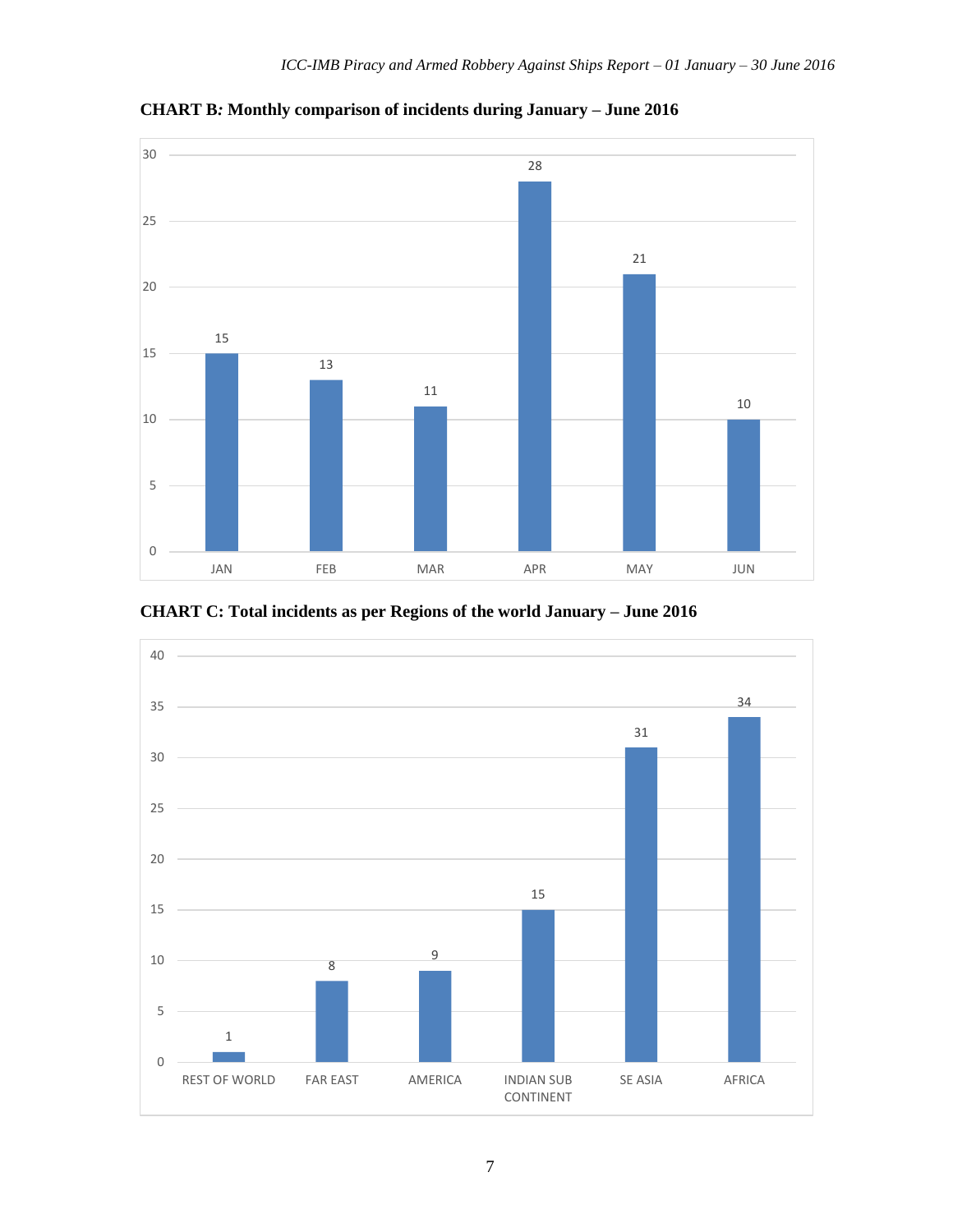**CHART B: Monthly comparison of incidents during January – June 2016**

| Month | Incidents |
|---|---|
| JAN | 15 |
| FEB | 13 |
| MAR | 11 |
| APR | 28 |
| MAY | 21 |
| JUN | 10 |

**CHART C: Total incidents as per Regions of the world January – June 2016**

| Region | Incidents |
|---|---|
| REST OF WORLD | 1 |
| FAR EAST | 8 |
| AMERICA | 9 |
| INDIAN SUB CONTINENT | 15 |
| SE ASIA | 31 |
| AFRICA | 34 |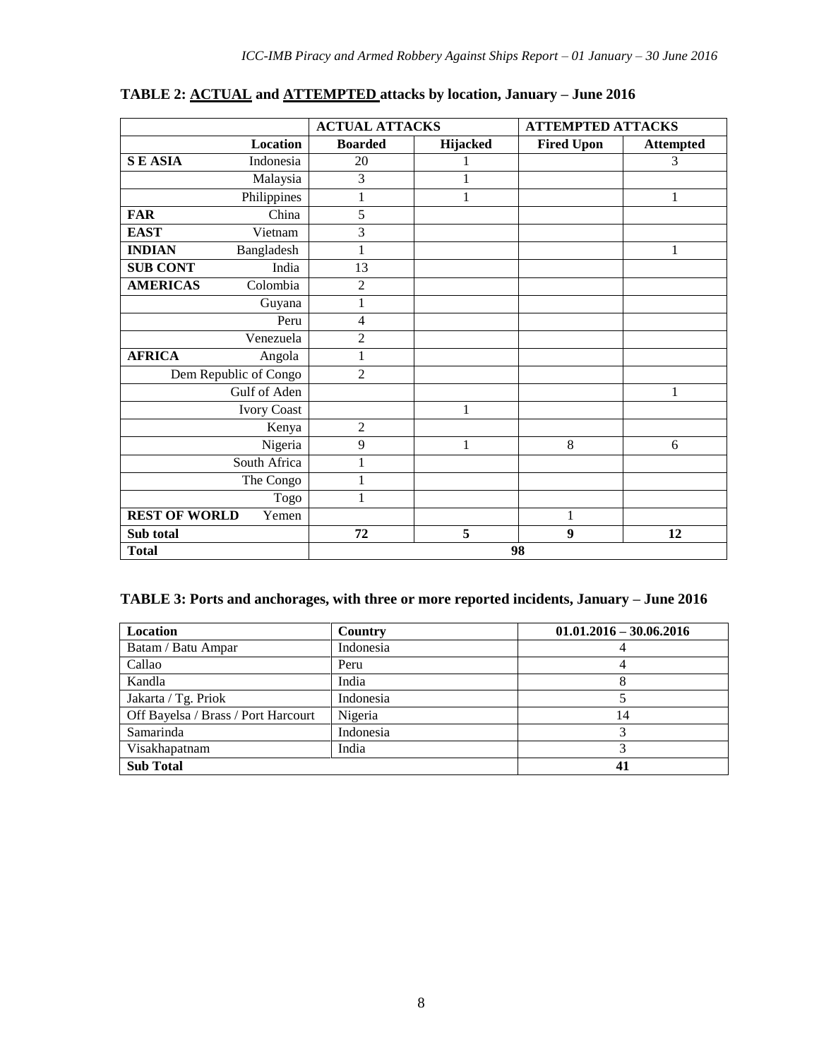**TABLE 2: ACTUAL and ATTEMPTED attacks by location, January – June 2016**

| | | ACTUAL ATTACKS | | ATTEMPTED ATTACKS | |
|---|---|---|---|---|---|
| | **Location** | **Boarded** | **Hijacked** | **Fired Upon** | **Attempted** |
| **S E ASIA** | Indonesia | 20 | 1 | | 3 |
| | Malaysia | 3 | 1 | | |
| | Philippines | 1 | 1 | | 1 |
| **FAR** | China | 5 | | | |
| **EAST** | Vietnam | 3 | | | |
| **INDIAN** | Bangladesh | 1 | | | 1 |
| **SUB CONT** | India | 13 | | | |
| **AMERICAS** | Colombia | 2 | | | |
| | Guyana | 1 | | | |
| | Peru | 4 | | | |
| | Venezuela | 2 | | | |
| **AFRICA** | Angola | 1 | | | |
| | Dem Republic of Congo | 2 | | | |
| | Gulf of Aden | | | | 1 |
| | Ivory Coast | | 1 | | |
| | Kenya | 2 | | | |
| | Nigeria | 9 | 1 | 8 | 6 |
| | South Africa | 1 | | | |
| | The Congo | 1 | | | |
| | Togo | 1 | | | |
| **REST OF WORLD** | Yemen | | | 1 | |
| **Sub total** | | **72** | **5** | **9** | **12** |
| **Total** | | **98** | | | |

**TABLE 3: Ports and anchorages, with three or more reported incidents, January – June 2016**

| Location | Country | 01.01.2016 – 30.06.2016 |
|---|---|---|
| Batam / Batu Ampar | Indonesia | 4 |
| Callao | Peru | 4 |
| Kandla | India | 8 |
| Jakarta / Tg. Priok | Indonesia | 5 |
| Off Bayelsa / Brass / Port Harcourt | Nigeria | 14 |
| Samarinda | Indonesia | 3 |
| Visakhapatnam | India | 3 |
| **Sub Total** | | **41** |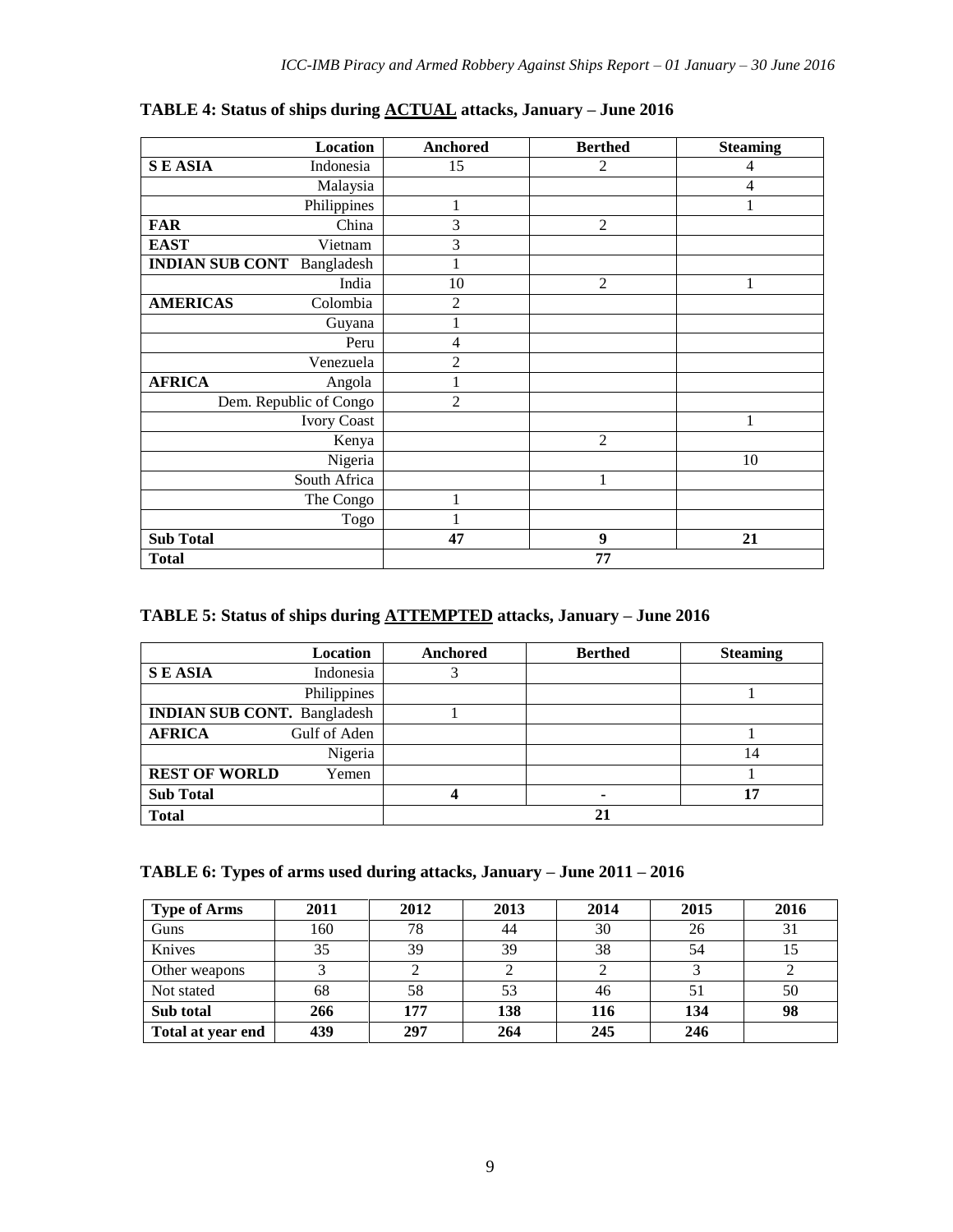**TABLE 4: Status of ships during ACTUAL attacks, January – June 2016**

| | Location | Anchored | Berthed | Steaming |
|---|---|---|---|---|
| **S E ASIA** | Indonesia | 15 | 2 | 4 |
| | Malaysia | | | 4 |
| | Philippines | 1 | | 1 |
| **FAR** | China | 3 | 2 | |
| **EAST** | Vietnam | 3 | | |
| **INDIAN SUB CONT** | Bangladesh | 1 | | |
| | India | 10 | 2 | 1 |
| **AMERICAS** | Colombia | 2 | | |
| | Guyana | 1 | | |
| | Peru | 4 | | |
| | Venezuela | 2 | | |
| **AFRICA** | Angola | 1 | | |
| | Dem. Republic of Congo | 2 | | |
| | Ivory Coast | | | 1 |
| | Kenya | | 2 | |
| | Nigeria | | | 10 |
| | South Africa | | 1 | |
| | The Congo | 1 | | |
| | Togo | 1 | | |
| **Sub Total** | | **47** | **9** | **21** |
| **Total** | | **77** | | |

**TABLE 5: Status of ships during ATTEMPTED attacks, January – June 2016**

| | Location | Anchored | Berthed | Steaming |
|---|---|---|---|---|
| **S E ASIA** | Indonesia | 3 | | |
| | Philippines | | | 1 |
| **INDIAN SUB CONT.** | Bangladesh | 1 | | |
| **AFRICA** | Gulf of Aden | | | 1 |
| | Nigeria | | | 14 |
| **REST OF WORLD** | Yemen | | | 1 |
| **Sub Total** | | **4** | **-** | **17** |
| **Total** | | **21** | | |

**TABLE 6: Types of arms used during attacks, January – June 2011 – 2016**

| Type of Arms | 2011 | 2012 | 2013 | 2014 | 2015 | 2016 |
|---|---|---|---|---|---|---|
| Guns | 160 | 78 | 44 | 30 | 26 | 31 |
| Knives | 35 | 39 | 39 | 38 | 54 | 15 |
| Other weapons | 3 | 2 | 2 | 2 | 3 | 2 |
| Not stated | 68 | 58 | 53 | 46 | 51 | 50 |
| **Sub total** | **266** | **177** | **138** | **116** | **134** | **98** |
| **Total at year end** | **439** | **297** | **264** | **245** | **246** | |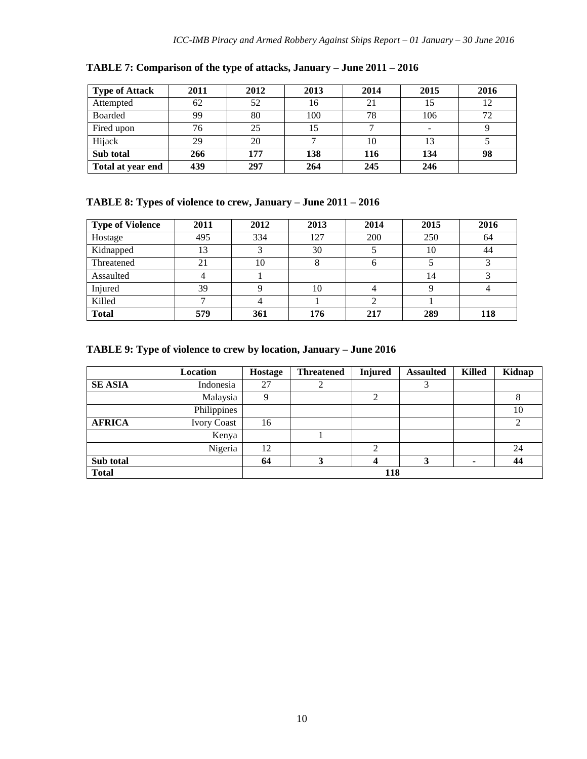**TABLE 7: Comparison of the type of attacks, January – June 2011 – 2016**

| Type of Attack | 2011 | 2012 | 2013 | 2014 | 2015 | 2016 |
|---|---|---|---|---|---|---|
| Attempted | 62 | 52 | 16 | 21 | 15 | 12 |
| Boarded | 99 | 80 | 100 | 78 | 106 | 72 |
| Fired upon | 76 | 25 | 15 | 7 | - | 9 |
| Hijack | 29 | 20 | 7 | 10 | 13 | 5 |
| **Sub total** | **266** | **177** | **138** | **116** | **134** | **98** |
| **Total at year end** | **439** | **297** | **264** | **245** | **246** | |

**TABLE 8: Types of violence to crew, January – June 2011 – 2016**

| Type of Violence | 2011 | 2012 | 2013 | 2014 | 2015 | 2016 |
|---|---|---|---|---|---|---|
| Hostage | 495 | 334 | 127 | 200 | 250 | 64 |
| Kidnapped | 13 | 3 | 30 | 5 | 10 | 44 |
| Threatened | 21 | 10 | 8 | 6 | 5 | 3 |
| Assaulted | 4 | 1 | | | 14 | 3 |
| Injured | 39 | 9 | 10 | 4 | 9 | 4 |
| Killed | 7 | 4 | 1 | 2 | 1 | |
| **Total** | **579** | **361** | **176** | **217** | **289** | **118** |

**TABLE 9: Type of violence to crew by location, January – June 2016**

| | Location | Hostage | Threatened | Injured | Assaulted | Killed | Kidnap |
|---|---|---|---|---|---|---|---|
| **SE ASIA** | Indonesia | 27 | 2 | | 3 | | |
| | Malaysia | 9 | | 2 | | | 8 |
| | Philippines | | | | | | 10 |
| **AFRICA** | Ivory Coast | 16 | | | | | 2 |
| | Kenya | | 1 | | | | |
| | Nigeria | 12 | | 2 | | | 24 |
| **Sub total** | | **64** | **3** | **4** | **3** | **-** | **44** |
| **Total** | | **118** | | | | | |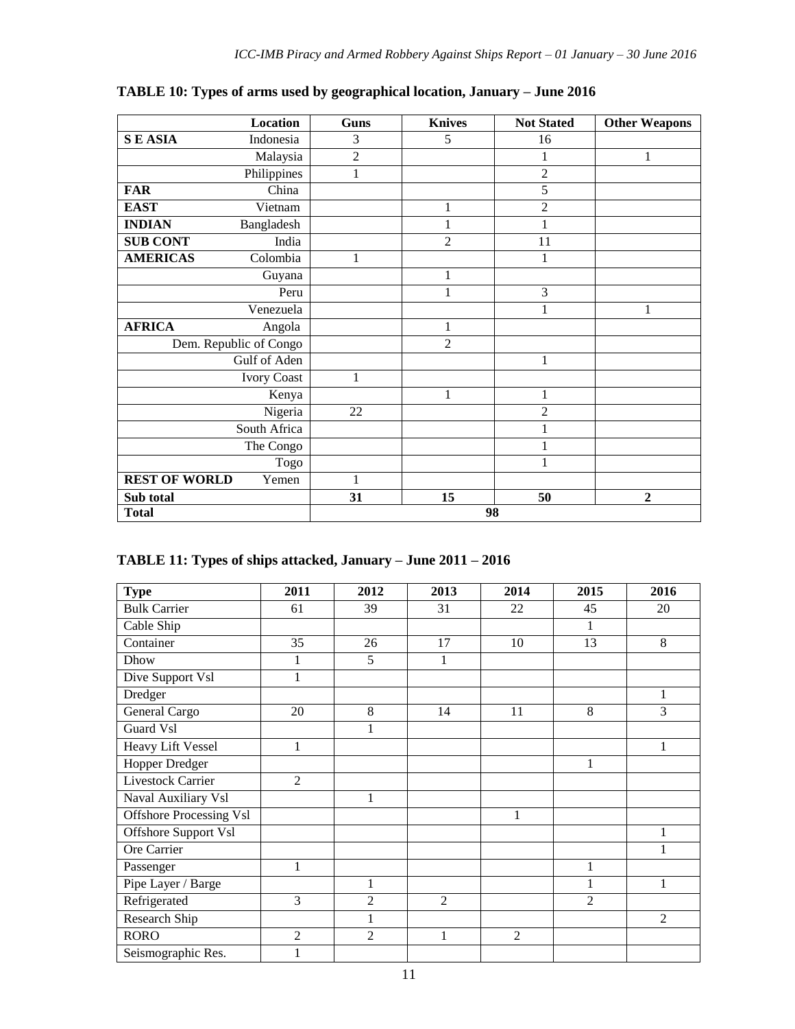**TABLE 10: Types of arms used by geographical location, January – June 2016**

| | Location | Guns | Knives | Not Stated | Other Weapons |
|---|---|---|---|---|---|
| **S E ASIA** | Indonesia | 3 | 5 | 16 | |
| | Malaysia | 2 | | 1 | 1 |
| | Philippines | 1 | | 2 | |
| **FAR** | China | | | 5 | |
| **EAST** | Vietnam | | 1 | 2 | |
| **INDIAN** | Bangladesh | | 1 | 1 | |
| **SUB CONT** | India | | 2 | 11 | |
| **AMERICAS** | Colombia | 1 | | 1 | |
| | Guyana | | 1 | | |
| | Peru | | 1 | 3 | |
| | Venezuela | | | 1 | 1 |
| **AFRICA** | Angola | | 1 | | |
| | Dem. Republic of Congo | | 2 | | |
| | Gulf of Aden | | | 1 | |
| | Ivory Coast | 1 | | | |
| | Kenya | | 1 | 1 | |
| | Nigeria | 22 | | 2 | |
| | South Africa | | | 1 | |
| | The Congo | | | 1 | |
| | Togo | | | 1 | |
| **REST OF WORLD** | Yemen | 1 | | | |
| **Sub total** | | **31** | **15** | **50** | **2** |
| **Total** | | **98** | | | |

**TABLE 11: Types of ships attacked, January – June 2011 – 2016**

| Type | 2011 | 2012 | 2013 | 2014 | 2015 | 2016 |
|---|---|---|---|---|---|---|
| Bulk Carrier | 61 | 39 | 31 | 22 | 45 | 20 |
| Cable Ship | | | | | 1 | |
| Container | 35 | 26 | 17 | 10 | 13 | 8 |
| Dhow | 1 | 5 | 1 | | | |
| Dive Support Vsl | 1 | | | | | |
| Dredger | | | | | | 1 |
| General Cargo | 20 | 8 | 14 | 11 | 8 | 3 |
| Guard Vsl | | 1 | | | | |
| Heavy Lift Vessel | 1 | | | | | 1 |
| Hopper Dredger | | | | | 1 | |
| Livestock Carrier | 2 | | | | | |
| Naval Auxiliary Vsl | | 1 | | | | |
| Offshore Processing Vsl | | | | 1 | | |
| Offshore Support Vsl | | | | | | 1 |
| Ore Carrier | | | | | | 1 |
| Passenger | 1 | | | | 1 | |
| Pipe Layer / Barge | | 1 | | | 1 | 1 |
| Refrigerated | 3 | 2 | 2 | | 2 | |
| Research Ship | | 1 | | | | 2 |
| RORO | 2 | 2 | 1 | 2 | | |
| Seismographic Res. | 1 | | | | | |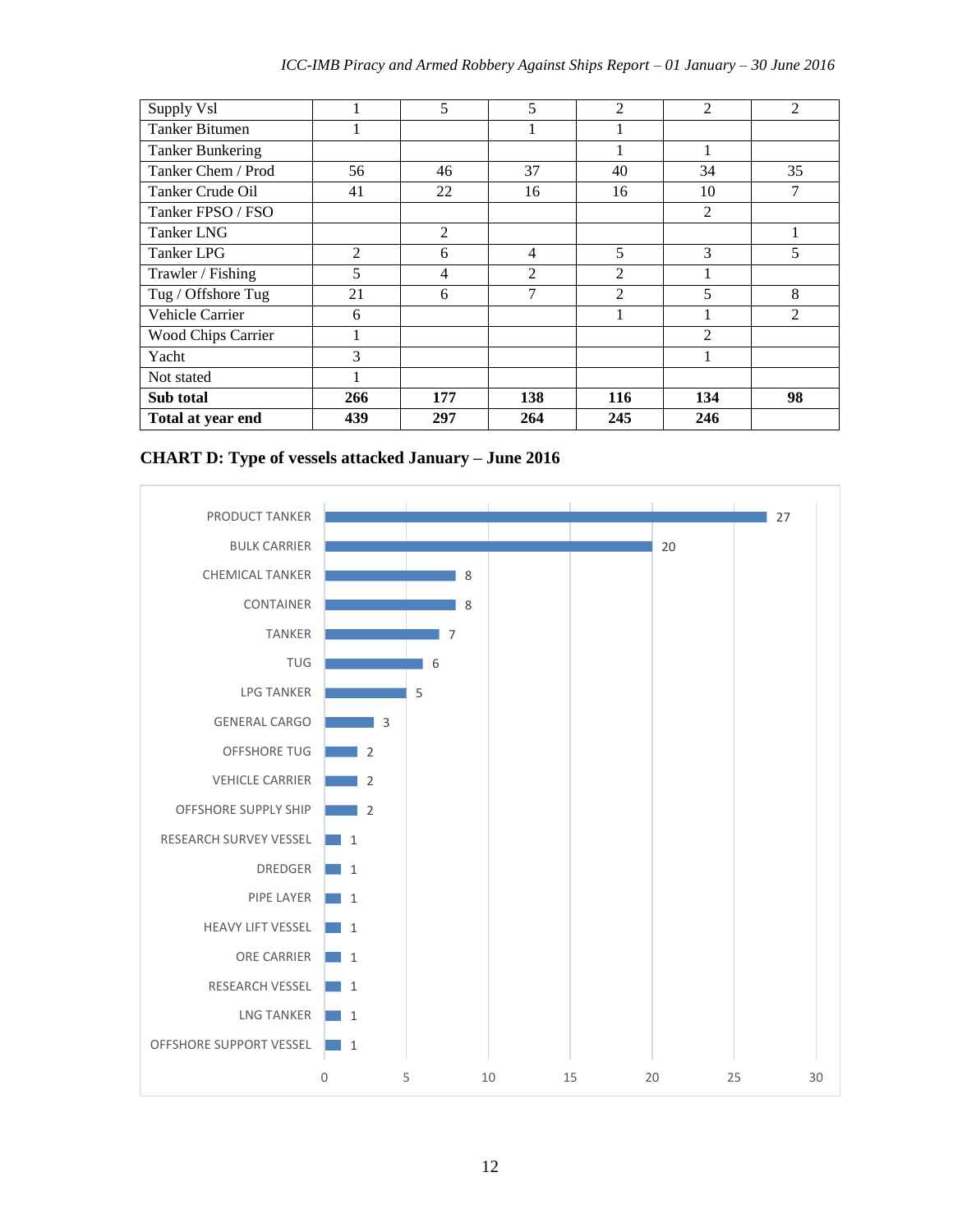| Supply Vsl | 1 | 5 | 5 | 2 | 2 | 2 |
|---|---|---|---|---|---|---|
| Tanker Bitumen | 1 | | 1 | 1 | | |
| Tanker Bunkering | | | | 1 | 1 | |
| Tanker Chem / Prod | 56 | 46 | 37 | 40 | 34 | 35 |
| Tanker Crude Oil | 41 | 22 | 16 | 16 | 10 | 7 |
| Tanker FPSO / FSO | | | | | 2 | |
| Tanker LNG | | 2 | | | | 1 |
| Tanker LPG | 2 | 6 | 4 | 5 | 3 | 5 |
| Trawler / Fishing | 5 | 4 | 2 | 2 | 1 | |
| Tug / Offshore Tug | 21 | 6 | 7 | 2 | 5 | 8 |
| Vehicle Carrier | 6 | | | 1 | 1 | 2 |
| Wood Chips Carrier | 1 | | | | 2 | |
| Yacht | 3 | | | | 1 | |
| Not stated | 1 | | | | | |
| **Sub total** | **266** | **177** | **138** | **116** | **134** | **98** |
| **Total at year end** | **439** | **297** | **264** | **245** | **246** | |

**CHART D: Type of vessels attacked January – June 2016**

| Vessel type | Number |
|---|---|
| PRODUCT TANKER | 27 |
| BULK CARRIER | 20 |
| CHEMICAL TANKER | 8 |
| CONTAINER | 8 |
| TANKER | 7 |
| TUG | 6 |
| LPG TANKER | 5 |
| GENERAL CARGO | 3 |
| OFFSHORE TUG | 2 |
| VEHICLE CARRIER | 2 |
| OFFSHORE SUPPLY SHIP | 2 |
| RESEARCH SURVEY VESSEL | 1 |
| DREDGER | 1 |
| PIPE LAYER | 1 |
| HEAVY LIFT VESSEL | 1 |
| ORE CARRIER | 1 |
| RESEARCH VESSEL | 1 |
| LNG TANKER | 1 |
| OFFSHORE SUPPORT VESSEL | 1 |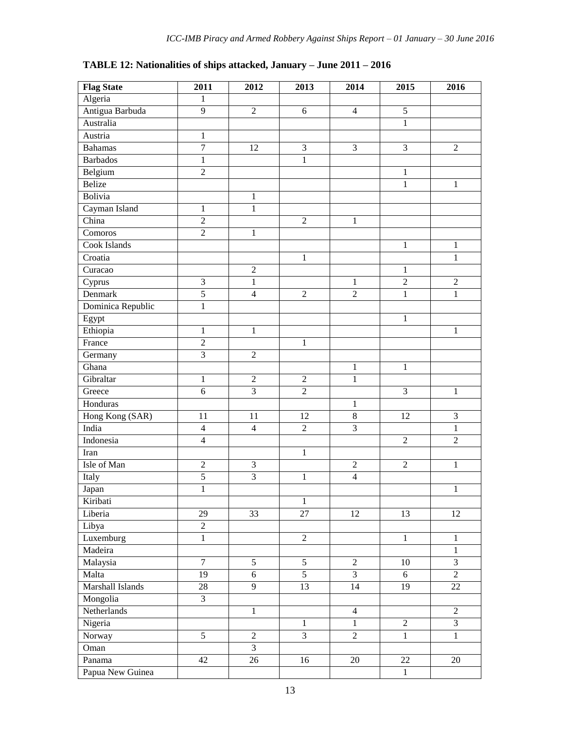**TABLE 12: Nationalities of ships attacked, January – June 2011 – 2016**

| Flag State | 2011 | 2012 | 2013 | 2014 | 2015 | 2016 |
|---|---|---|---|---|---|---|
| Algeria | 1 | | | | | |
| Antigua Barbuda | 9 | 2 | 6 | 4 | 5 | |
| Australia | | | | | 1 | |
| Austria | 1 | | | | | |
| Bahamas | 7 | 12 | 3 | 3 | 3 | 2 |
| Barbados | 1 | | 1 | | | |
| Belgium | 2 | | | | 1 | |
| Belize | | | | | 1 | 1 |
| Bolivia | | 1 | | | | |
| Cayman Island | 1 | 1 | | | | |
| China | 2 | | 2 | 1 | | |
| Comoros | 2 | 1 | | | | |
| Cook Islands | | | | | 1 | 1 |
| Croatia | | | 1 | | | 1 |
| Curacao | | 2 | | | 1 | |
| Cyprus | 3 | 1 | | 1 | 2 | 2 |
| Denmark | 5 | 4 | 2 | 2 | 1 | 1 |
| Dominica Republic | 1 | | | | | |
| Egypt | | | | | 1 | |
| Ethiopia | 1 | 1 | | | | 1 |
| France | 2 | | 1 | | | |
| Germany | 3 | 2 | | | | |
| Ghana | | | | 1 | 1 | |
| Gibraltar | 1 | 2 | 2 | 1 | | |
| Greece | 6 | 3 | 2 | | 3 | 1 |
| Honduras | | | | 1 | | |
| Hong Kong (SAR) | 11 | 11 | 12 | 8 | 12 | 3 |
| India | 4 | 4 | 2 | 3 | | 1 |
| Indonesia | 4 | | | | 2 | 2 |
| Iran | | | 1 | | | |
| Isle of Man | 2 | 3 | | 2 | 2 | 1 |
| Italy | 5 | 3 | 1 | 4 | | |
| Japan | 1 | | | | | 1 |
| Kiribati | | | 1 | | | |
| Liberia | 29 | 33 | 27 | 12 | 13 | 12 |
| Libya | 2 | | | | | |
| Luxemburg | 1 | | 2 | | 1 | 1 |
| Madeira | | | | | | 1 |
| Malaysia | 7 | 5 | 5 | 2 | 10 | 3 |
| Malta | 19 | 6 | 5 | 3 | 6 | 2 |
| Marshall Islands | 28 | 9 | 13 | 14 | 19 | 22 |
| Mongolia | 3 | | | | | |
| Netherlands | | 1 | | 4 | | 2 |
| Nigeria | | | 1 | 1 | 2 | 3 |
| Norway | 5 | 2 | 3 | 2 | 1 | 1 |
| Oman | | 3 | | | | |
| Panama | 42 | 26 | 16 | 20 | 22 | 20 |
| Papua New Guinea | | | | | 1 | |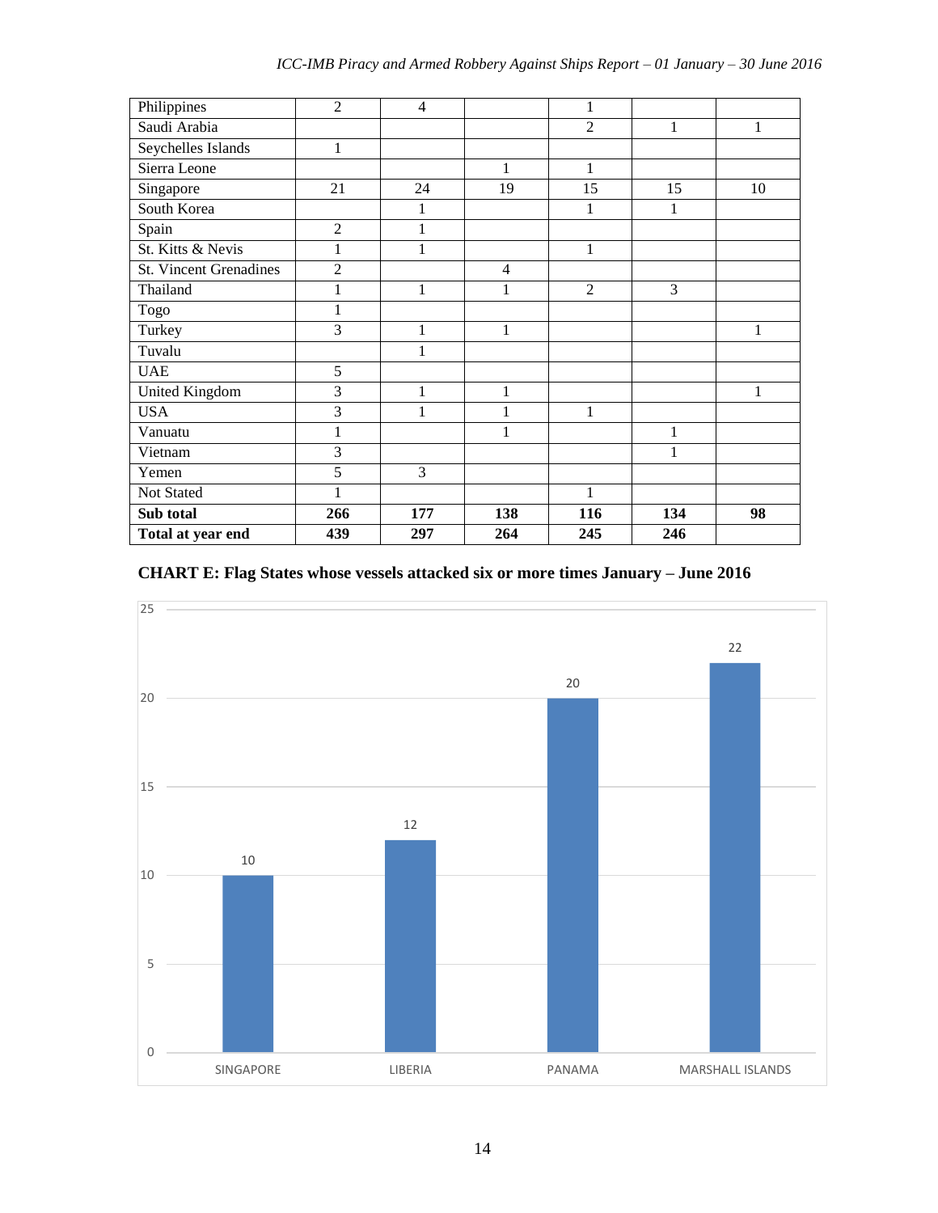| | | | | | | |
|---|---|---|---|---|---|---|
| Philippines | 2 | 4 | | 1 | | |
| Saudi Arabia | | | | 2 | 1 | 1 |
| Seychelles Islands | 1 | | | | | |
| Sierra Leone | | | 1 | 1 | | |
| Singapore | 21 | 24 | 19 | 15 | 15 | 10 |
| South Korea | | 1 | | 1 | 1 | |
| Spain | 2 | 1 | | | | |
| St. Kitts & Nevis | 1 | 1 | | 1 | | |
| St. Vincent Grenadines | 2 | | 4 | | | |
| Thailand | 1 | 1 | 1 | 2 | 3 | |
| Togo | 1 | | | | | |
| Turkey | 3 | 1 | 1 | | | 1 |
| Tuvalu | | 1 | | | | |
| UAE | 5 | | | | | |
| United Kingdom | 3 | 1 | 1 | | | 1 |
| USA | 3 | 1 | 1 | 1 | | |
| Vanuatu | 1 | | 1 | | 1 | |
| Vietnam | 3 | | | | 1 | |
| Yemen | 5 | 3 | | | | |
| Not Stated | 1 | | | 1 | | |
| **Sub total** | **266** | **177** | **138** | **116** | **134** | **98** |
| **Total at year end** | **439** | **297** | **264** | **245** | **246** | |

**CHART E: Flag States whose vessels attacked six or more times January – June 2016**

| Flag State | Attacks |
|---|---|
| SINGAPORE | 10 |
| LIBERIA | 12 |
| PANAMA | 20 |
| MARSHALL ISLANDS | 22 |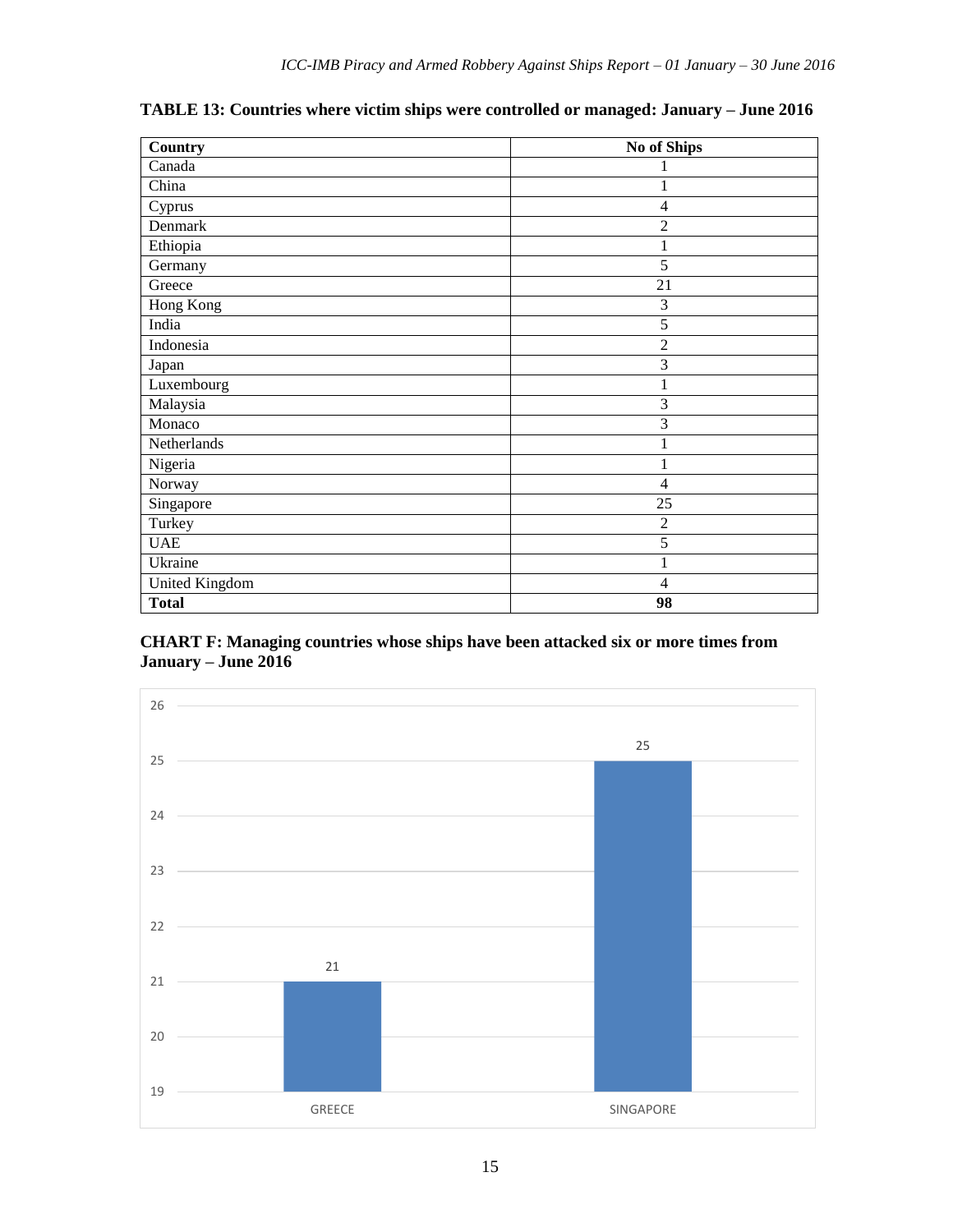**TABLE 13: Countries where victim ships were controlled or managed: January – June 2016**

| Country | No of Ships |
| --- | --- |
| Canada | 1 |
| China | 1 |
| Cyprus | 4 |
| Denmark | 2 |
| Ethiopia | 1 |
| Germany | 5 |
| Greece | 21 |
| Hong Kong | 3 |
| India | 5 |
| Indonesia | 2 |
| Japan | 3 |
| Luxembourg | 1 |
| Malaysia | 3 |
| Monaco | 3 |
| Netherlands | 1 |
| Nigeria | 1 |
| Norway | 4 |
| Singapore | 25 |
| Turkey | 2 |
| UAE | 5 |
| Ukraine | 1 |
| United Kingdom | 4 |
| **Total** | **98** |

**CHART F: Managing countries whose ships have been attacked six or more times from January – June 2016**

| Country | No of Ships |
| --- | --- |
| GREECE | 21 |
| SINGAPORE | 25 |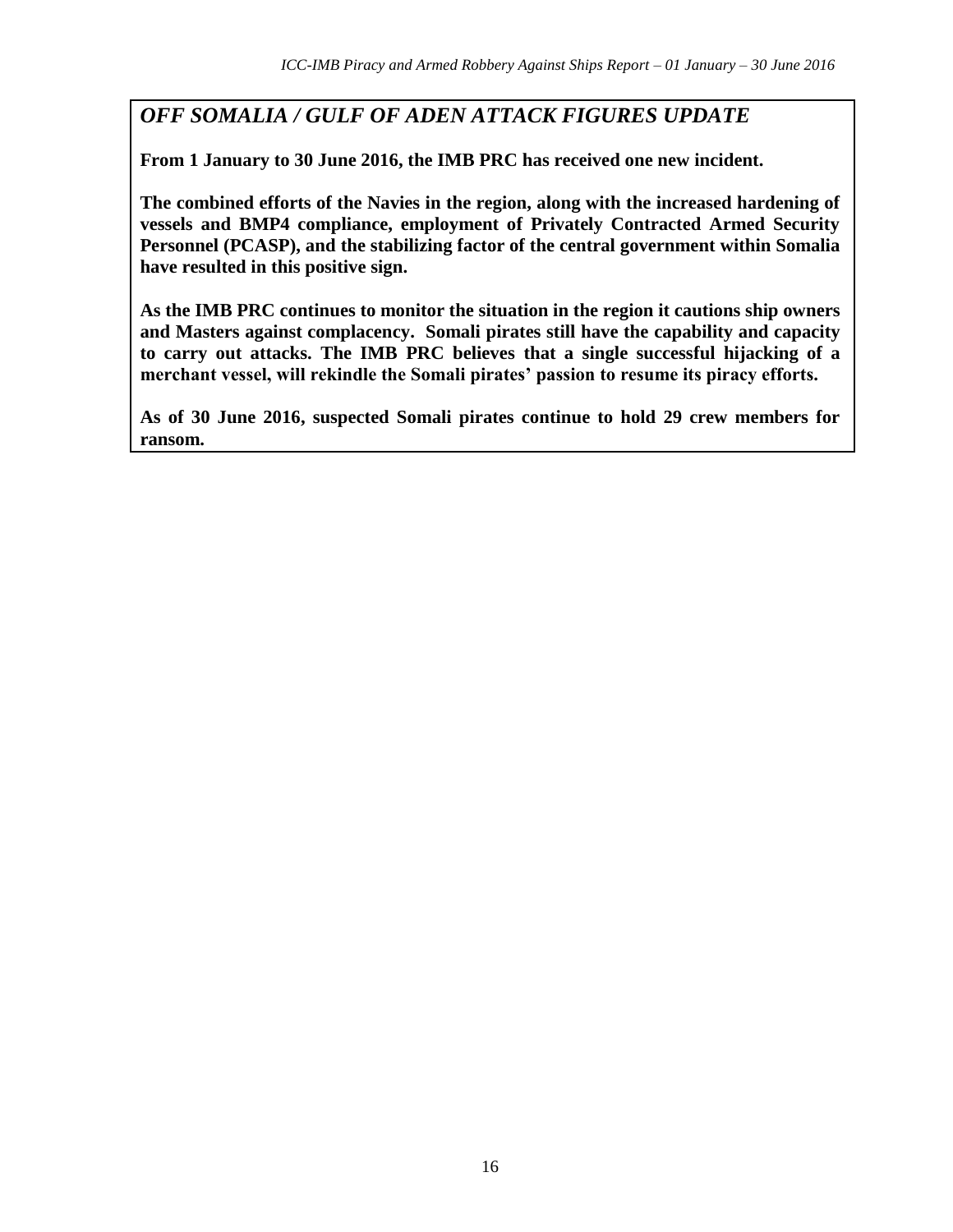## *OFF SOMALIA / GULF OF ADEN ATTACK FIGURES UPDATE*

**From 1 January to 30 June 2016, the IMB PRC has received one new incident.**

**The combined efforts of the Navies in the region, along with the increased hardening of vessels and BMP4 compliance, employment of Privately Contracted Armed Security Personnel (PCASP), and the stabilizing factor of the central government within Somalia have resulted in this positive sign.**

**As the IMB PRC continues to monitor the situation in the region it cautions ship owners and Masters against complacency. Somali pirates still have the capability and capacity to carry out attacks. The IMB PRC believes that a single successful hijacking of a merchant vessel, will rekindle the Somali pirates' passion to resume its piracy efforts.**

**As of 30 June 2016, suspected Somali pirates continue to hold 29 crew members for ransom.**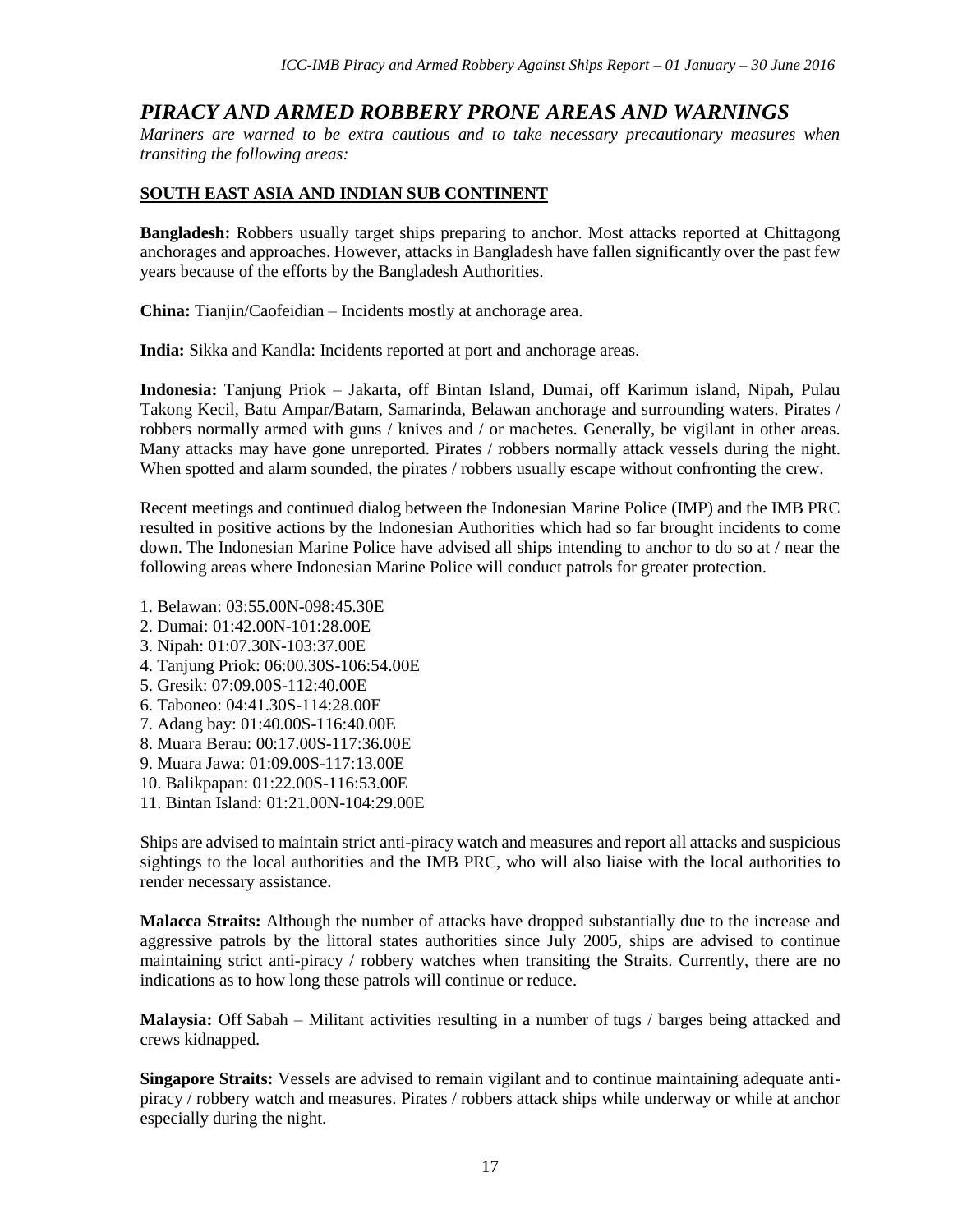## *PIRACY AND ARMED ROBBERY PRONE AREAS AND WARNINGS*

*Mariners are warned to be extra cautious and to take necessary precautionary measures when transiting the following areas:*

### SOUTH EAST ASIA AND INDIAN SUB CONTINENT

**Bangladesh:** Robbers usually target ships preparing to anchor. Most attacks reported at Chittagong anchorages and approaches. However, attacks in Bangladesh have fallen significantly over the past few years because of the efforts by the Bangladesh Authorities.

**China:** Tianjin/Caofeidian – Incidents mostly at anchorage area.

**India:** Sikka and Kandla: Incidents reported at port and anchorage areas.

**Indonesia:** Tanjung Priok – Jakarta, off Bintan Island, Dumai, off Karimun island, Nipah, Pulau Takong Kecil, Batu Ampar/Batam, Samarinda, Belawan anchorage and surrounding waters. Pirates / robbers normally armed with guns / knives and / or machetes. Generally, be vigilant in other areas. Many attacks may have gone unreported. Pirates / robbers normally attack vessels during the night. When spotted and alarm sounded, the pirates / robbers usually escape without confronting the crew.

Recent meetings and continued dialog between the Indonesian Marine Police (IMP) and the IMB PRC resulted in positive actions by the Indonesian Authorities which had so far brought incidents to come down. The Indonesian Marine Police have advised all ships intending to anchor to do so at / near the following areas where Indonesian Marine Police will conduct patrols for greater protection.

1. Belawan: 03:55.00N-098:45.30E
2. Dumai: 01:42.00N-101:28.00E
3. Nipah: 01:07.30N-103:37.00E
4. Tanjung Priok: 06:00.30S-106:54.00E
5. Gresik: 07:09.00S-112:40.00E
6. Taboneo: 04:41.30S-114:28.00E
7. Adang bay: 01:40.00S-116:40.00E
8. Muara Berau: 00:17.00S-117:36.00E
9. Muara Jawa: 01:09.00S-117:13.00E
10. Balikpapan: 01:22.00S-116:53.00E
11. Bintan Island: 01:21.00N-104:29.00E

Ships are advised to maintain strict anti-piracy watch and measures and report all attacks and suspicious sightings to the local authorities and the IMB PRC, who will also liaise with the local authorities to render necessary assistance.

**Malacca Straits:** Although the number of attacks have dropped substantially due to the increase and aggressive patrols by the littoral states authorities since July 2005, ships are advised to continue maintaining strict anti-piracy / robbery watches when transiting the Straits. Currently, there are no indications as to how long these patrols will continue or reduce.

**Malaysia:** Off Sabah – Militant activities resulting in a number of tugs / barges being attacked and crews kidnapped.

**Singapore Straits:** Vessels are advised to remain vigilant and to continue maintaining adequate anti-piracy / robbery watch and measures. Pirates / robbers attack ships while underway or while at anchor especially during the night.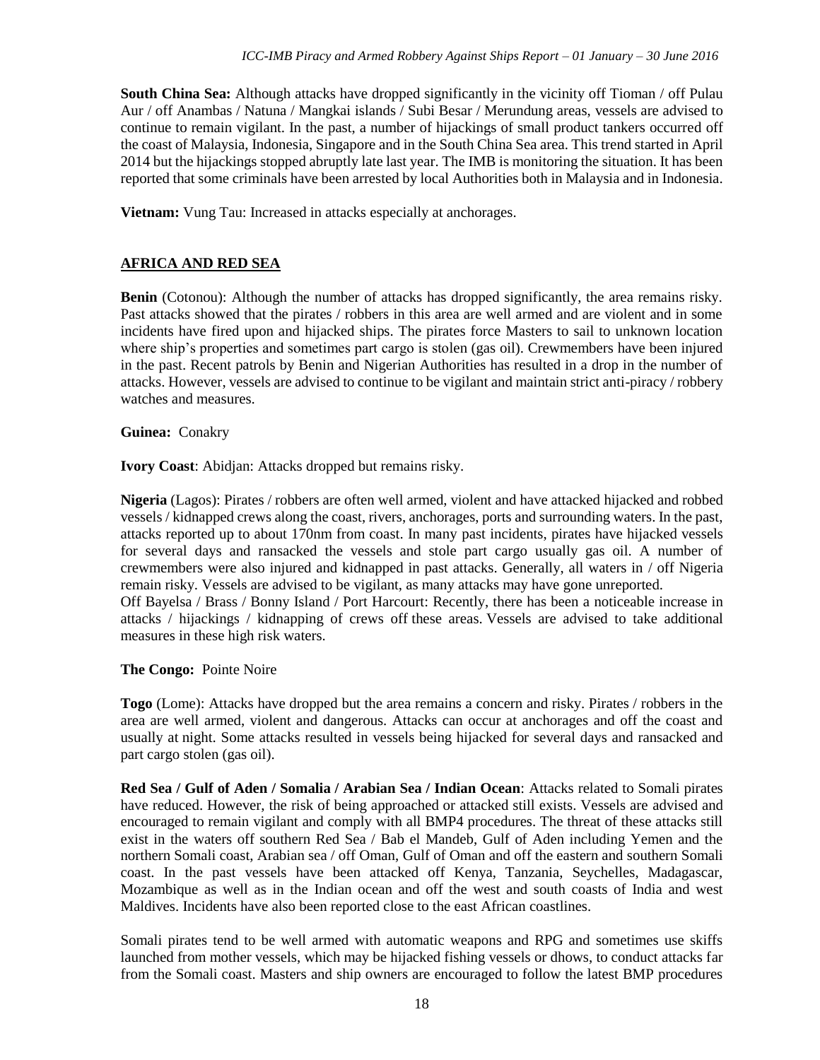**South China Sea:** Although attacks have dropped significantly in the vicinity off Tioman / off Pulau Aur / off Anambas / Natuna / Mangkai islands / Subi Besar / Merundung areas, vessels are advised to continue to remain vigilant. In the past, a number of hijackings of small product tankers occurred off the coast of Malaysia, Indonesia, Singapore and in the South China Sea area. This trend started in April 2014 but the hijackings stopped abruptly late last year. The IMB is monitoring the situation. It has been reported that some criminals have been arrested by local Authorities both in Malaysia and in Indonesia.

**Vietnam:** Vung Tau: Increased in attacks especially at anchorages.

## AFRICA AND RED SEA

**Benin** (Cotonou): Although the number of attacks has dropped significantly, the area remains risky. Past attacks showed that the pirates / robbers in this area are well armed and are violent and in some incidents have fired upon and hijacked ships. The pirates force Masters to sail to unknown location where ship's properties and sometimes part cargo is stolen (gas oil). Crewmembers have been injured in the past. Recent patrols by Benin and Nigerian Authorities has resulted in a drop in the number of attacks. However, vessels are advised to continue to be vigilant and maintain strict anti-piracy / robbery watches and measures.

**Guinea:** Conakry

**Ivory Coast**: Abidjan: Attacks dropped but remains risky.

**Nigeria** (Lagos): Pirates / robbers are often well armed, violent and have attacked hijacked and robbed vessels / kidnapped crews along the coast, rivers, anchorages, ports and surrounding waters. In the past, attacks reported up to about 170nm from coast. In many past incidents, pirates have hijacked vessels for several days and ransacked the vessels and stole part cargo usually gas oil. A number of crewmembers were also injured and kidnapped in past attacks. Generally, all waters in / off Nigeria remain risky. Vessels are advised to be vigilant, as many attacks may have gone unreported.
Off Bayelsa / Brass / Bonny Island / Port Harcourt: Recently, there has been a noticeable increase in attacks / hijackings / kidnapping of crews off these areas. Vessels are advised to take additional measures in these high risk waters.

**The Congo:** Pointe Noire

**Togo** (Lome): Attacks have dropped but the area remains a concern and risky. Pirates / robbers in the area are well armed, violent and dangerous. Attacks can occur at anchorages and off the coast and usually at night. Some attacks resulted in vessels being hijacked for several days and ransacked and part cargo stolen (gas oil).

**Red Sea / Gulf of Aden / Somalia / Arabian Sea / Indian Ocean**: Attacks related to Somali pirates have reduced. However, the risk of being approached or attacked still exists. Vessels are advised and encouraged to remain vigilant and comply with all BMP4 procedures. The threat of these attacks still exist in the waters off southern Red Sea / Bab el Mandeb, Gulf of Aden including Yemen and the northern Somali coast, Arabian sea / off Oman, Gulf of Oman and off the eastern and southern Somali coast. In the past vessels have been attacked off Kenya, Tanzania, Seychelles, Madagascar, Mozambique as well as in the Indian ocean and off the west and south coasts of India and west Maldives. Incidents have also been reported close to the east African coastlines.

Somali pirates tend to be well armed with automatic weapons and RPG and sometimes use skiffs launched from mother vessels, which may be hijacked fishing vessels or dhows, to conduct attacks far from the Somali coast. Masters and ship owners are encouraged to follow the latest BMP procedures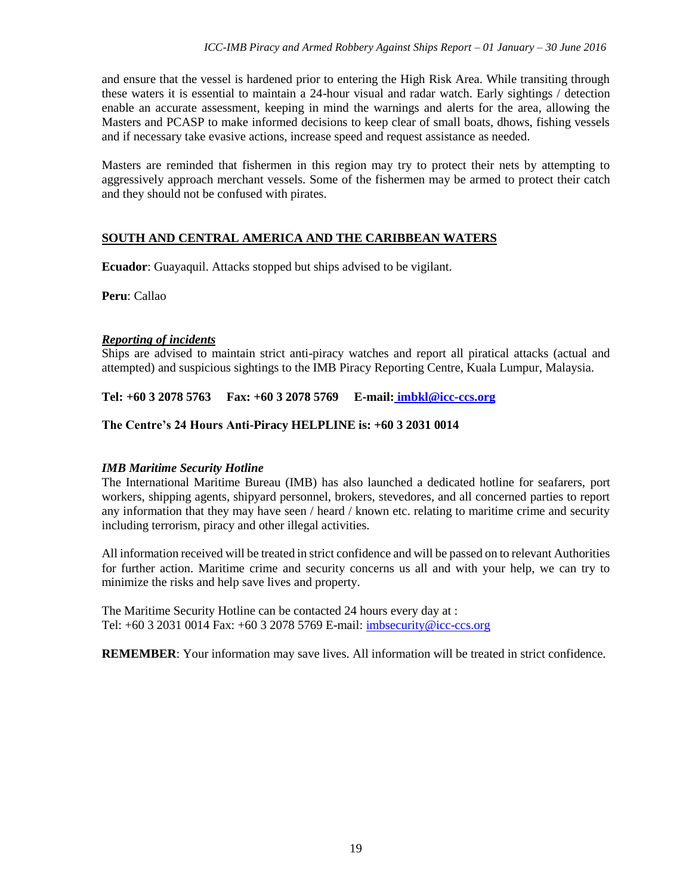and ensure that the vessel is hardened prior to entering the High Risk Area. While transiting through these waters it is essential to maintain a 24-hour visual and radar watch. Early sightings / detection enable an accurate assessment, keeping in mind the warnings and alerts for the area, allowing the Masters and PCASP to make informed decisions to keep clear of small boats, dhows, fishing vessels and if necessary take evasive actions, increase speed and request assistance as needed.

Masters are reminded that fishermen in this region may try to protect their nets by attempting to aggressively approach merchant vessels. Some of the fishermen may be armed to protect their catch and they should not be confused with pirates.

## SOUTH AND CENTRAL AMERICA AND THE CARIBBEAN WATERS

**Ecuador**: Guayaquil. Attacks stopped but ships advised to be vigilant.

**Peru**: Callao

### *Reporting of incidents*

Ships are advised to maintain strict anti-piracy watches and report all piratical attacks (actual and attempted) and suspicious sightings to the IMB Piracy Reporting Centre, Kuala Lumpur, Malaysia.

**Tel: +60 3 2078 5763 Fax: +60 3 2078 5769 E-mail: imbkl@icc-ccs.org**

**The Centre's 24 Hours Anti-Piracy HELPLINE is: +60 3 2031 0014**

### *IMB Maritime Security Hotline*

The International Maritime Bureau (IMB) has also launched a dedicated hotline for seafarers, port workers, shipping agents, shipyard personnel, brokers, stevedores, and all concerned parties to report any information that they may have seen / heard / known etc. relating to maritime crime and security including terrorism, piracy and other illegal activities.

All information received will be treated in strict confidence and will be passed on to relevant Authorities for further action. Maritime crime and security concerns us all and with your help, we can try to minimize the risks and help save lives and property.

The Maritime Security Hotline can be contacted 24 hours every day at :
Tel: +60 3 2031 0014 Fax: +60 3 2078 5769 E-mail: imbsecurity@icc-ccs.org

**REMEMBER**: Your information may save lives. All information will be treated in strict confidence.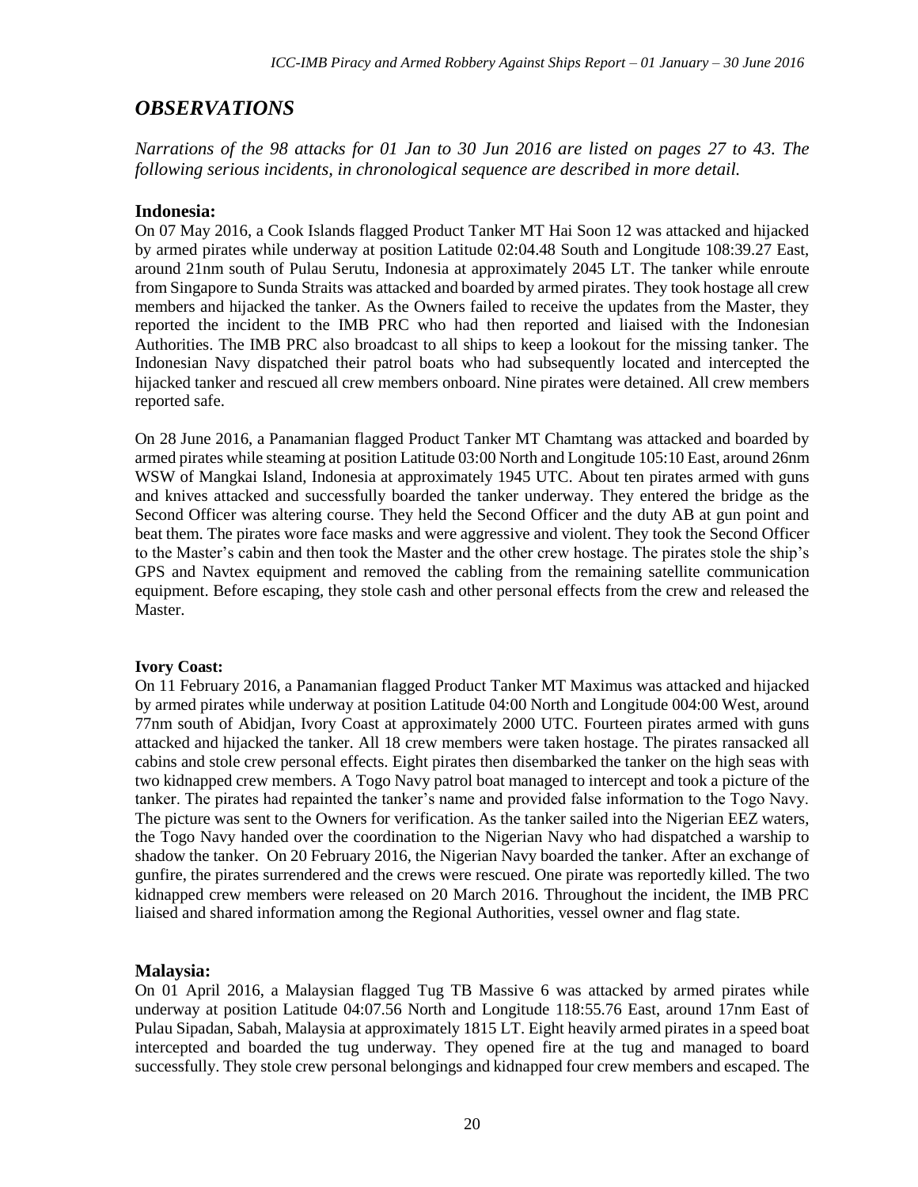## *OBSERVATIONS*

*Narrations of the 98 attacks for 01 Jan to 30 Jun 2016 are listed on pages 27 to 43. The following serious incidents, in chronological sequence are described in more detail.*

### Indonesia:

On 07 May 2016, a Cook Islands flagged Product Tanker MT Hai Soon 12 was attacked and hijacked by armed pirates while underway at position Latitude 02:04.48 South and Longitude 108:39.27 East, around 21nm south of Pulau Serutu, Indonesia at approximately 2045 LT. The tanker while enroute from Singapore to Sunda Straits was attacked and boarded by armed pirates. They took hostage all crew members and hijacked the tanker. As the Owners failed to receive the updates from the Master, they reported the incident to the IMB PRC who had then reported and liaised with the Indonesian Authorities. The IMB PRC also broadcast to all ships to keep a lookout for the missing tanker. The Indonesian Navy dispatched their patrol boats who had subsequently located and intercepted the hijacked tanker and rescued all crew members onboard. Nine pirates were detained. All crew members reported safe.

On 28 June 2016, a Panamanian flagged Product Tanker MT Chamtang was attacked and boarded by armed pirates while steaming at position Latitude 03:00 North and Longitude 105:10 East, around 26nm WSW of Mangkai Island, Indonesia at approximately 1945 UTC. About ten pirates armed with guns and knives attacked and successfully boarded the tanker underway. They entered the bridge as the Second Officer was altering course. They held the Second Officer and the duty AB at gun point and beat them. The pirates wore face masks and were aggressive and violent. They took the Second Officer to the Master's cabin and then took the Master and the other crew hostage. The pirates stole the ship's GPS and Navtex equipment and removed the cabling from the remaining satellite communication equipment. Before escaping, they stole cash and other personal effects from the crew and released the Master.

**Ivory Coast:**

On 11 February 2016, a Panamanian flagged Product Tanker MT Maximus was attacked and hijacked by armed pirates while underway at position Latitude 04:00 North and Longitude 004:00 West, around 77nm south of Abidjan, Ivory Coast at approximately 2000 UTC. Fourteen pirates armed with guns attacked and hijacked the tanker. All 18 crew members were taken hostage. The pirates ransacked all cabins and stole crew personal effects. Eight pirates then disembarked the tanker on the high seas with two kidnapped crew members. A Togo Navy patrol boat managed to intercept and took a picture of the tanker. The pirates had repainted the tanker's name and provided false information to the Togo Navy. The picture was sent to the Owners for verification. As the tanker sailed into the Nigerian EEZ waters, the Togo Navy handed over the coordination to the Nigerian Navy who had dispatched a warship to shadow the tanker. On 20 February 2016, the Nigerian Navy boarded the tanker. After an exchange of gunfire, the pirates surrendered and the crews were rescued. One pirate was reportedly killed. The two kidnapped crew members were released on 20 March 2016. Throughout the incident, the IMB PRC liaised and shared information among the Regional Authorities, vessel owner and flag state.

### Malaysia:

On 01 April 2016, a Malaysian flagged Tug TB Massive 6 was attacked by armed pirates while underway at position Latitude 04:07.56 North and Longitude 118:55.76 East, around 17nm East of Pulau Sipadan, Sabah, Malaysia at approximately 1815 LT. Eight heavily armed pirates in a speed boat intercepted and boarded the tug underway. They opened fire at the tug and managed to board successfully. They stole crew personal belongings and kidnapped four crew members and escaped. The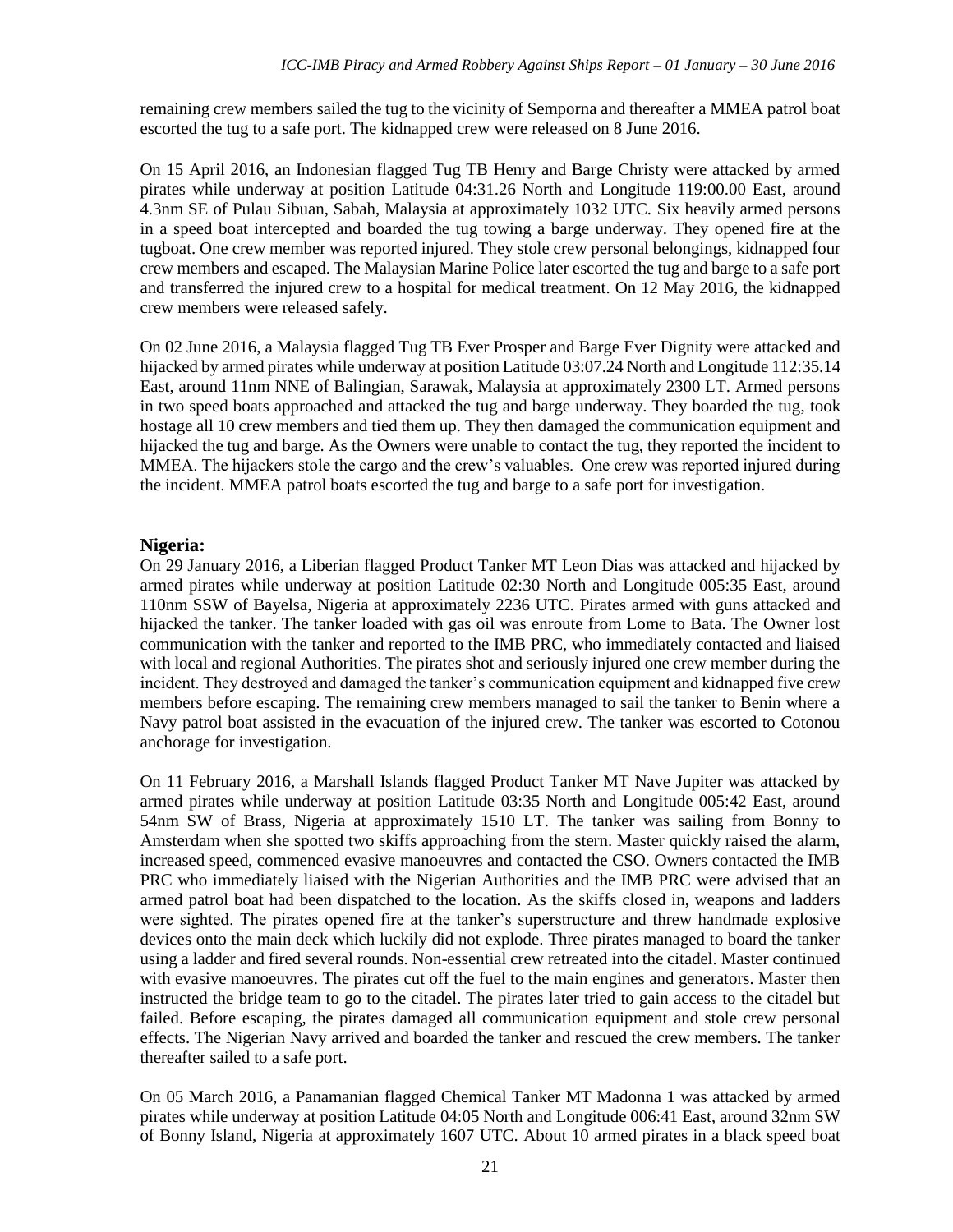remaining crew members sailed the tug to the vicinity of Semporna and thereafter a MMEA patrol boat escorted the tug to a safe port. The kidnapped crew were released on 8 June 2016.

On 15 April 2016, an Indonesian flagged Tug TB Henry and Barge Christy were attacked by armed pirates while underway at position Latitude 04:31.26 North and Longitude 119:00.00 East, around 4.3nm SE of Pulau Sibuan, Sabah, Malaysia at approximately 1032 UTC. Six heavily armed persons in a speed boat intercepted and boarded the tug towing a barge underway. They opened fire at the tugboat. One crew member was reported injured. They stole crew personal belongings, kidnapped four crew members and escaped. The Malaysian Marine Police later escorted the tug and barge to a safe port and transferred the injured crew to a hospital for medical treatment. On 12 May 2016, the kidnapped crew members were released safely.

On 02 June 2016, a Malaysia flagged Tug TB Ever Prosper and Barge Ever Dignity were attacked and hijacked by armed pirates while underway at position Latitude 03:07.24 North and Longitude 112:35.14 East, around 11nm NNE of Balingian, Sarawak, Malaysia at approximately 2300 LT. Armed persons in two speed boats approached and attacked the tug and barge underway. They boarded the tug, took hostage all 10 crew members and tied them up. They then damaged the communication equipment and hijacked the tug and barge. As the Owners were unable to contact the tug, they reported the incident to MMEA. The hijackers stole the cargo and the crew's valuables. One crew was reported injured during the incident. MMEA patrol boats escorted the tug and barge to a safe port for investigation.

## Nigeria:

On 29 January 2016, a Liberian flagged Product Tanker MT Leon Dias was attacked and hijacked by armed pirates while underway at position Latitude 02:30 North and Longitude 005:35 East, around 110nm SSW of Bayelsa, Nigeria at approximately 2236 UTC. Pirates armed with guns attacked and hijacked the tanker. The tanker loaded with gas oil was enroute from Lome to Bata. The Owner lost communication with the tanker and reported to the IMB PRC, who immediately contacted and liaised with local and regional Authorities. The pirates shot and seriously injured one crew member during the incident. They destroyed and damaged the tanker's communication equipment and kidnapped five crew members before escaping. The remaining crew members managed to sail the tanker to Benin where a Navy patrol boat assisted in the evacuation of the injured crew. The tanker was escorted to Cotonou anchorage for investigation.

On 11 February 2016, a Marshall Islands flagged Product Tanker MT Nave Jupiter was attacked by armed pirates while underway at position Latitude 03:35 North and Longitude 005:42 East, around 54nm SW of Brass, Nigeria at approximately 1510 LT. The tanker was sailing from Bonny to Amsterdam when she spotted two skiffs approaching from the stern. Master quickly raised the alarm, increased speed, commenced evasive manoeuvres and contacted the CSO. Owners contacted the IMB PRC who immediately liaised with the Nigerian Authorities and the IMB PRC were advised that an armed patrol boat had been dispatched to the location. As the skiffs closed in, weapons and ladders were sighted. The pirates opened fire at the tanker's superstructure and threw handmade explosive devices onto the main deck which luckily did not explode. Three pirates managed to board the tanker using a ladder and fired several rounds. Non-essential crew retreated into the citadel. Master continued with evasive manoeuvres. The pirates cut off the fuel to the main engines and generators. Master then instructed the bridge team to go to the citadel. The pirates later tried to gain access to the citadel but failed. Before escaping, the pirates damaged all communication equipment and stole crew personal effects. The Nigerian Navy arrived and boarded the tanker and rescued the crew members. The tanker thereafter sailed to a safe port.

On 05 March 2016, a Panamanian flagged Chemical Tanker MT Madonna 1 was attacked by armed pirates while underway at position Latitude 04:05 North and Longitude 006:41 East, around 32nm SW of Bonny Island, Nigeria at approximately 1607 UTC. About 10 armed pirates in a black speed boat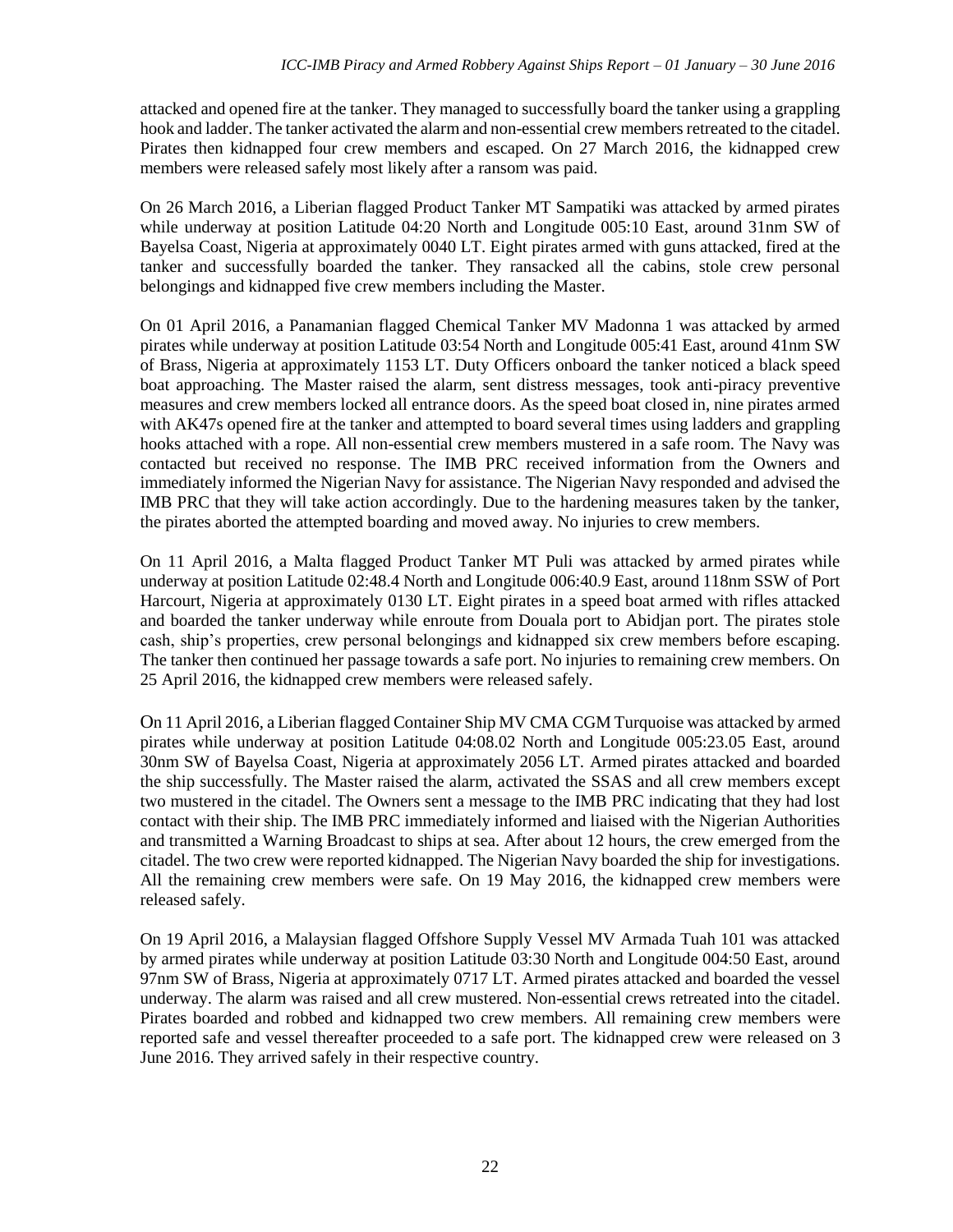attacked and opened fire at the tanker. They managed to successfully board the tanker using a grappling hook and ladder. The tanker activated the alarm and non-essential crew members retreated to the citadel. Pirates then kidnapped four crew members and escaped. On 27 March 2016, the kidnapped crew members were released safely most likely after a ransom was paid.

On 26 March 2016, a Liberian flagged Product Tanker MT Sampatiki was attacked by armed pirates while underway at position Latitude 04:20 North and Longitude 005:10 East, around 31nm SW of Bayelsa Coast, Nigeria at approximately 0040 LT. Eight pirates armed with guns attacked, fired at the tanker and successfully boarded the tanker. They ransacked all the cabins, stole crew personal belongings and kidnapped five crew members including the Master.

On 01 April 2016, a Panamanian flagged Chemical Tanker MV Madonna 1 was attacked by armed pirates while underway at position Latitude 03:54 North and Longitude 005:41 East, around 41nm SW of Brass, Nigeria at approximately 1153 LT. Duty Officers onboard the tanker noticed a black speed boat approaching. The Master raised the alarm, sent distress messages, took anti-piracy preventive measures and crew members locked all entrance doors. As the speed boat closed in, nine pirates armed with AK47s opened fire at the tanker and attempted to board several times using ladders and grappling hooks attached with a rope. All non-essential crew members mustered in a safe room. The Navy was contacted but received no response. The IMB PRC received information from the Owners and immediately informed the Nigerian Navy for assistance. The Nigerian Navy responded and advised the IMB PRC that they will take action accordingly. Due to the hardening measures taken by the tanker, the pirates aborted the attempted boarding and moved away. No injuries to crew members.

On 11 April 2016, a Malta flagged Product Tanker MT Puli was attacked by armed pirates while underway at position Latitude 02:48.4 North and Longitude 006:40.9 East, around 118nm SSW of Port Harcourt, Nigeria at approximately 0130 LT. Eight pirates in a speed boat armed with rifles attacked and boarded the tanker underway while enroute from Douala port to Abidjan port. The pirates stole cash, ship's properties, crew personal belongings and kidnapped six crew members before escaping. The tanker then continued her passage towards a safe port. No injuries to remaining crew members. On 25 April 2016, the kidnapped crew members were released safely.

On 11 April 2016, a Liberian flagged Container Ship MV CMA CGM Turquoise was attacked by armed pirates while underway at position Latitude 04:08.02 North and Longitude 005:23.05 East, around 30nm SW of Bayelsa Coast, Nigeria at approximately 2056 LT. Armed pirates attacked and boarded the ship successfully. The Master raised the alarm, activated the SSAS and all crew members except two mustered in the citadel. The Owners sent a message to the IMB PRC indicating that they had lost contact with their ship. The IMB PRC immediately informed and liaised with the Nigerian Authorities and transmitted a Warning Broadcast to ships at sea. After about 12 hours, the crew emerged from the citadel. The two crew were reported kidnapped. The Nigerian Navy boarded the ship for investigations. All the remaining crew members were safe. On 19 May 2016, the kidnapped crew members were released safely.

On 19 April 2016, a Malaysian flagged Offshore Supply Vessel MV Armada Tuah 101 was attacked by armed pirates while underway at position Latitude 03:30 North and Longitude 004:50 East, around 97nm SW of Brass, Nigeria at approximately 0717 LT. Armed pirates attacked and boarded the vessel underway. The alarm was raised and all crew mustered. Non-essential crews retreated into the citadel. Pirates boarded and robbed and kidnapped two crew members. All remaining crew members were reported safe and vessel thereafter proceeded to a safe port. The kidnapped crew were released on 3 June 2016. They arrived safely in their respective country.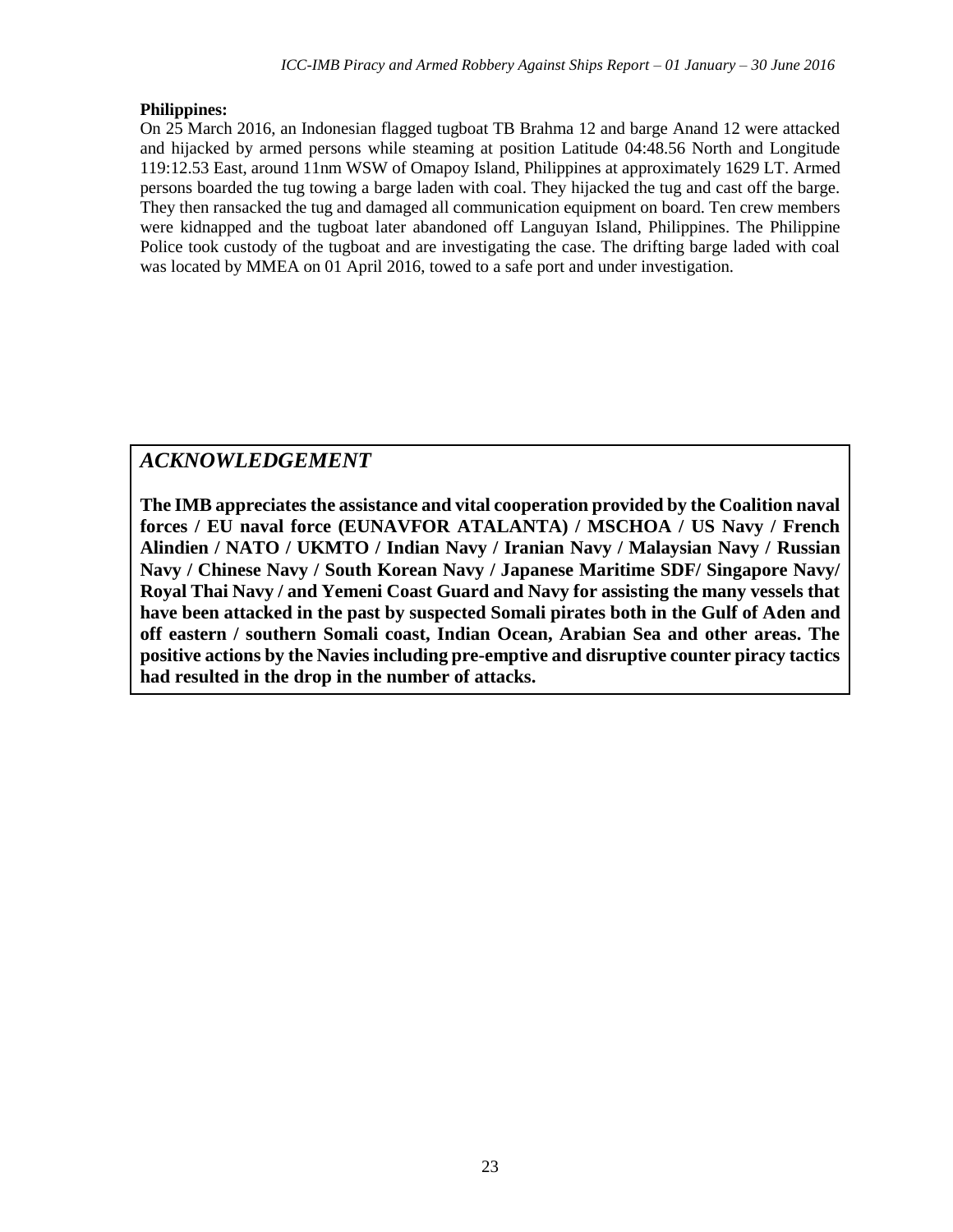**Philippines:**

On 25 March 2016, an Indonesian flagged tugboat TB Brahma 12 and barge Anand 12 were attacked and hijacked by armed persons while steaming at position Latitude 04:48.56 North and Longitude 119:12.53 East, around 11nm WSW of Omapoy Island, Philippines at approximately 1629 LT. Armed persons boarded the tug towing a barge laden with coal. They hijacked the tug and cast off the barge. They then ransacked the tug and damaged all communication equipment on board. Ten crew members were kidnapped and the tugboat later abandoned off Languyan Island, Philippines. The Philippine Police took custody of the tugboat and are investigating the case. The drifting barge laded with coal was located by MMEA on 01 April 2016, towed to a safe port and under investigation.

## *ACKNOWLEDGEMENT*

**The IMB appreciates the assistance and vital cooperation provided by the Coalition naval forces / EU naval force (EUNAVFOR ATALANTA) / MSCHOA / US Navy / French Alindien / NATO / UKMTO / Indian Navy / Iranian Navy / Malaysian Navy / Russian Navy / Chinese Navy / South Korean Navy / Japanese Maritime SDF/ Singapore Navy/ Royal Thai Navy / and Yemeni Coast Guard and Navy for assisting the many vessels that have been attacked in the past by suspected Somali pirates both in the Gulf of Aden and off eastern / southern Somali coast, Indian Ocean, Arabian Sea and other areas. The positive actions by the Navies including pre-emptive and disruptive counter piracy tactics had resulted in the drop in the number of attacks.**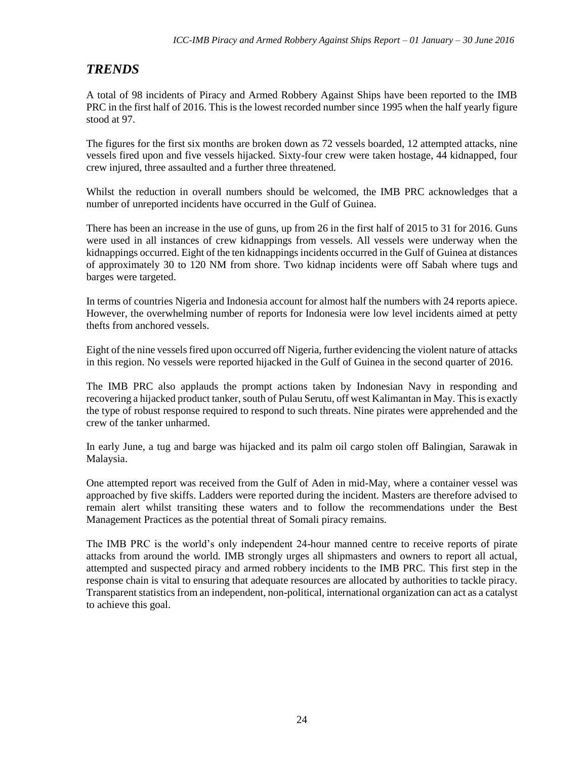## *TRENDS*

A total of 98 incidents of Piracy and Armed Robbery Against Ships have been reported to the IMB PRC in the first half of 2016. This is the lowest recorded number since 1995 when the half yearly figure stood at 97.

The figures for the first six months are broken down as 72 vessels boarded, 12 attempted attacks, nine vessels fired upon and five vessels hijacked. Sixty-four crew were taken hostage, 44 kidnapped, four crew injured, three assaulted and a further three threatened.

Whilst the reduction in overall numbers should be welcomed, the IMB PRC acknowledges that a number of unreported incidents have occurred in the Gulf of Guinea.

There has been an increase in the use of guns, up from 26 in the first half of 2015 to 31 for 2016. Guns were used in all instances of crew kidnappings from vessels. All vessels were underway when the kidnappings occurred. Eight of the ten kidnappings incidents occurred in the Gulf of Guinea at distances of approximately 30 to 120 NM from shore. Two kidnap incidents were off Sabah where tugs and barges were targeted.

In terms of countries Nigeria and Indonesia account for almost half the numbers with 24 reports apiece. However, the overwhelming number of reports for Indonesia were low level incidents aimed at petty thefts from anchored vessels.

Eight of the nine vessels fired upon occurred off Nigeria, further evidencing the violent nature of attacks in this region. No vessels were reported hijacked in the Gulf of Guinea in the second quarter of 2016.

The IMB PRC also applauds the prompt actions taken by Indonesian Navy in responding and recovering a hijacked product tanker, south of Pulau Serutu, off west Kalimantan in May. This is exactly the type of robust response required to respond to such threats. Nine pirates were apprehended and the crew of the tanker unharmed.

In early June, a tug and barge was hijacked and its palm oil cargo stolen off Balingian, Sarawak in Malaysia.

One attempted report was received from the Gulf of Aden in mid-May, where a container vessel was approached by five skiffs. Ladders were reported during the incident. Masters are therefore advised to remain alert whilst transiting these waters and to follow the recommendations under the Best Management Practices as the potential threat of Somali piracy remains.

The IMB PRC is the world's only independent 24-hour manned centre to receive reports of pirate attacks from around the world. IMB strongly urges all shipmasters and owners to report all actual, attempted and suspected piracy and armed robbery incidents to the IMB PRC. This first step in the response chain is vital to ensuring that adequate resources are allocated by authorities to tackle piracy. Transparent statistics from an independent, non-political, international organization can act as a catalyst to achieve this goal.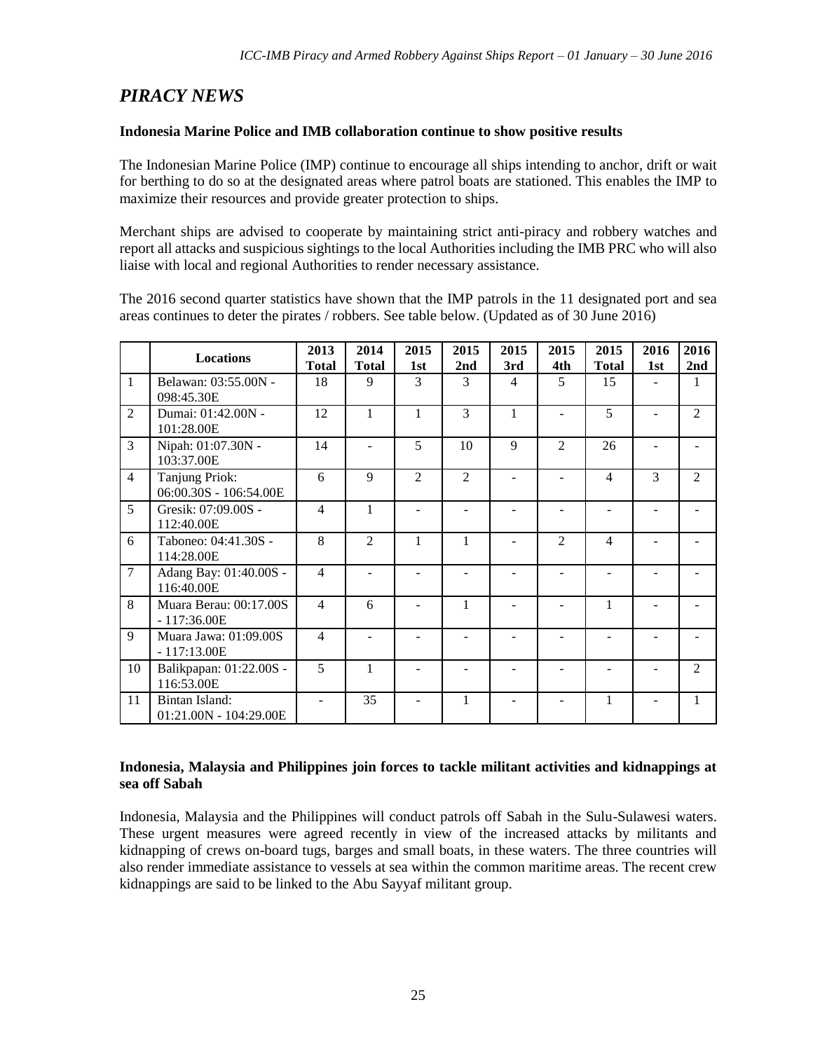## *PIRACY NEWS*

**Indonesia Marine Police and IMB collaboration continue to show positive results**

The Indonesian Marine Police (IMP) continue to encourage all ships intending to anchor, drift or wait for berthing to do so at the designated areas where patrol boats are stationed. This enables the IMP to maximize their resources and provide greater protection to ships.

Merchant ships are advised to cooperate by maintaining strict anti-piracy and robbery watches and report all attacks and suspicious sightings to the local Authorities including the IMB PRC who will also liaise with local and regional Authorities to render necessary assistance.

The 2016 second quarter statistics have shown that the IMP patrols in the 11 designated port and sea areas continues to deter the pirates / robbers. See table below. (Updated as of 30 June 2016)

| | Locations | 2013 Total | 2014 Total | 2015 1st | 2015 2nd | 2015 3rd | 2015 4th | 2015 Total | 2016 1st | 2016 2nd |
|---|---|---|---|---|---|---|---|---|---|---|
| 1 | Belawan: 03:55.00N - 098:45.30E | 18 | 9 | 3 | 3 | 4 | 5 | 15 | - | 1 |
| 2 | Dumai: 01:42.00N - 101:28.00E | 12 | 1 | 1 | 3 | 1 | - | 5 | - | 2 |
| 3 | Nipah: 01:07.30N - 103:37.00E | 14 | - | 5 | 10 | 9 | 2 | 26 | - | - |
| 4 | Tanjung Priok: 06:00.30S - 106:54.00E | 6 | 9 | 2 | 2 | - | - | 4 | 3 | 2 |
| 5 | Gresik: 07:09.00S - 112:40.00E | 4 | 1 | - | - | - | - | - | - | - |
| 6 | Taboneo: 04:41.30S - 114:28.00E | 8 | 2 | 1 | 1 | - | 2 | 4 | - | - |
| 7 | Adang Bay: 01:40.00S - 116:40.00E | 4 | - | - | - | - | - | - | - | - |
| 8 | Muara Berau: 00:17.00S - 117:36.00E | 4 | 6 | - | 1 | - | - | 1 | - | - |
| 9 | Muara Jawa: 01:09.00S - 117:13.00E | 4 | - | - | - | - | - | - | - | - |
| 10 | Balikpapan: 01:22.00S - 116:53.00E | 5 | 1 | - | - | - | - | - | - | 2 |
| 11 | Bintan Island: 01:21.00N - 104:29.00E | - | 35 | - | 1 | - | - | 1 | - | 1 |

**Indonesia, Malaysia and Philippines join forces to tackle militant activities and kidnappings at sea off Sabah**

Indonesia, Malaysia and the Philippines will conduct patrols off Sabah in the Sulu-Sulawesi waters. These urgent measures were agreed recently in view of the increased attacks by militants and kidnapping of crews on-board tugs, barges and small boats, in these waters. The three countries will also render immediate assistance to vessels at sea within the common maritime areas. The recent crew kidnappings are said to be linked to the Abu Sayyaf militant group.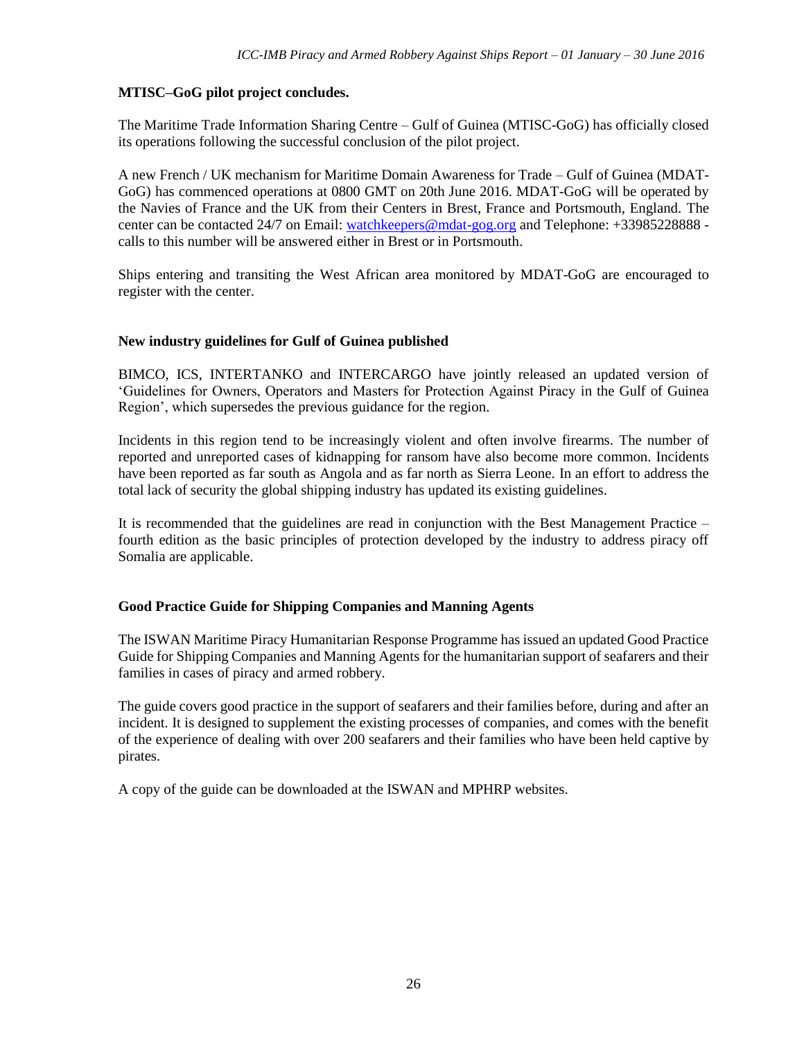**MTISC–GoG pilot project concludes.**

The Maritime Trade Information Sharing Centre – Gulf of Guinea (MTISC-GoG) has officially closed its operations following the successful conclusion of the pilot project.

A new French / UK mechanism for Maritime Domain Awareness for Trade – Gulf of Guinea (MDAT-GoG) has commenced operations at 0800 GMT on 20th June 2016. MDAT-GoG will be operated by the Navies of France and the UK from their Centers in Brest, France and Portsmouth, England. The center can be contacted 24/7 on Email: watchkeepers@mdat-gog.org and Telephone: +33985228888 - calls to this number will be answered either in Brest or in Portsmouth.

Ships entering and transiting the West African area monitored by MDAT-GoG are encouraged to register with the center.

**New industry guidelines for Gulf of Guinea published**

BIMCO, ICS, INTERTANKO and INTERCARGO have jointly released an updated version of 'Guidelines for Owners, Operators and Masters for Protection Against Piracy in the Gulf of Guinea Region', which supersedes the previous guidance for the region.

Incidents in this region tend to be increasingly violent and often involve firearms. The number of reported and unreported cases of kidnapping for ransom have also become more common. Incidents have been reported as far south as Angola and as far north as Sierra Leone. In an effort to address the total lack of security the global shipping industry has updated its existing guidelines.

It is recommended that the guidelines are read in conjunction with the Best Management Practice – fourth edition as the basic principles of protection developed by the industry to address piracy off Somalia are applicable.

**Good Practice Guide for Shipping Companies and Manning Agents**

The ISWAN Maritime Piracy Humanitarian Response Programme has issued an updated Good Practice Guide for Shipping Companies and Manning Agents for the humanitarian support of seafarers and their families in cases of piracy and armed robbery.

The guide covers good practice in the support of seafarers and their families before, during and after an incident. It is designed to supplement the existing processes of companies, and comes with the benefit of the experience of dealing with over 200 seafarers and their families who have been held captive by pirates.

A copy of the guide can be downloaded at the ISWAN and MPHRP websites.